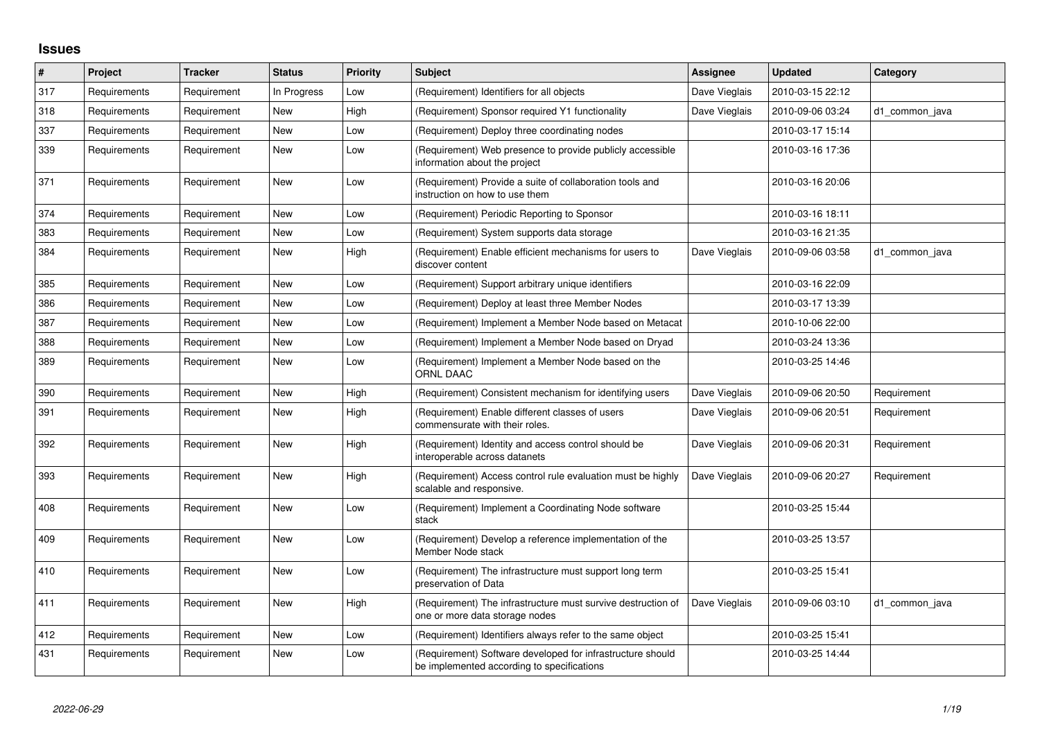# Issues

| # | Project | Tracker | Status | Priority | Subject | Assignee | Updated | Category |
|---|---|---|---|---|---|---|---|---|
| 317 | Requirements | Requirement | In Progress | Low | (Requirement) Identifiers for all objects | Dave Vieglais | 2010-03-15 22:12 | |
| 318 | Requirements | Requirement | New | High | (Requirement) Sponsor required Y1 functionality | Dave Vieglais | 2010-09-06 03:24 | d1_common_java |
| 337 | Requirements | Requirement | New | Low | (Requirement) Deploy three coordinating nodes | | 2010-03-17 15:14 | |
| 339 | Requirements | Requirement | New | Low | (Requirement) Web presence to provide publicly accessible information about the project | | 2010-03-16 17:36 | |
| 371 | Requirements | Requirement | New | Low | (Requirement) Provide a suite of collaboration tools and instruction on how to use them | | 2010-03-16 20:06 | |
| 374 | Requirements | Requirement | New | Low | (Requirement) Periodic Reporting to Sponsor | | 2010-03-16 18:11 | |
| 383 | Requirements | Requirement | New | Low | (Requirement) System supports data storage | | 2010-03-16 21:35 | |
| 384 | Requirements | Requirement | New | High | (Requirement) Enable efficient mechanisms for users to discover content | Dave Vieglais | 2010-09-06 03:58 | d1_common_java |
| 385 | Requirements | Requirement | New | Low | (Requirement) Support arbitrary unique identifiers | | 2010-03-16 22:09 | |
| 386 | Requirements | Requirement | New | Low | (Requirement) Deploy at least three Member Nodes | | 2010-03-17 13:39 | |
| 387 | Requirements | Requirement | New | Low | (Requirement) Implement a Member Node based on Metacat | | 2010-10-06 22:00 | |
| 388 | Requirements | Requirement | New | Low | (Requirement) Implement a Member Node based on Dryad | | 2010-03-24 13:36 | |
| 389 | Requirements | Requirement | New | Low | (Requirement) Implement a Member Node based on the ORNL DAAC | | 2010-03-25 14:46 | |
| 390 | Requirements | Requirement | New | High | (Requirement) Consistent mechanism for identifying users | Dave Vieglais | 2010-09-06 20:50 | Requirement |
| 391 | Requirements | Requirement | New | High | (Requirement) Enable different classes of users commensurate with their roles. | Dave Vieglais | 2010-09-06 20:51 | Requirement |
| 392 | Requirements | Requirement | New | High | (Requirement) Identity and access control should be interoperable across datanets | Dave Vieglais | 2010-09-06 20:31 | Requirement |
| 393 | Requirements | Requirement | New | High | (Requirement) Access control rule evaluation must be highly scalable and responsive. | Dave Vieglais | 2010-09-06 20:27 | Requirement |
| 408 | Requirements | Requirement | New | Low | (Requirement) Implement a Coordinating Node software stack | | 2010-03-25 15:44 | |
| 409 | Requirements | Requirement | New | Low | (Requirement) Develop a reference implementation of the Member Node stack | | 2010-03-25 13:57 | |
| 410 | Requirements | Requirement | New | Low | (Requirement) The infrastructure must support long term preservation of Data | | 2010-03-25 15:41 | |
| 411 | Requirements | Requirement | New | High | (Requirement) The infrastructure must survive destruction of one or more data storage nodes | Dave Vieglais | 2010-09-06 03:10 | d1_common_java |
| 412 | Requirements | Requirement | New | Low | (Requirement) Identifiers always refer to the same object | | 2010-03-25 15:41 | |
| 431 | Requirements | Requirement | New | Low | (Requirement) Software developed for infrastructure should be implemented according to specifications | | 2010-03-25 14:44 | |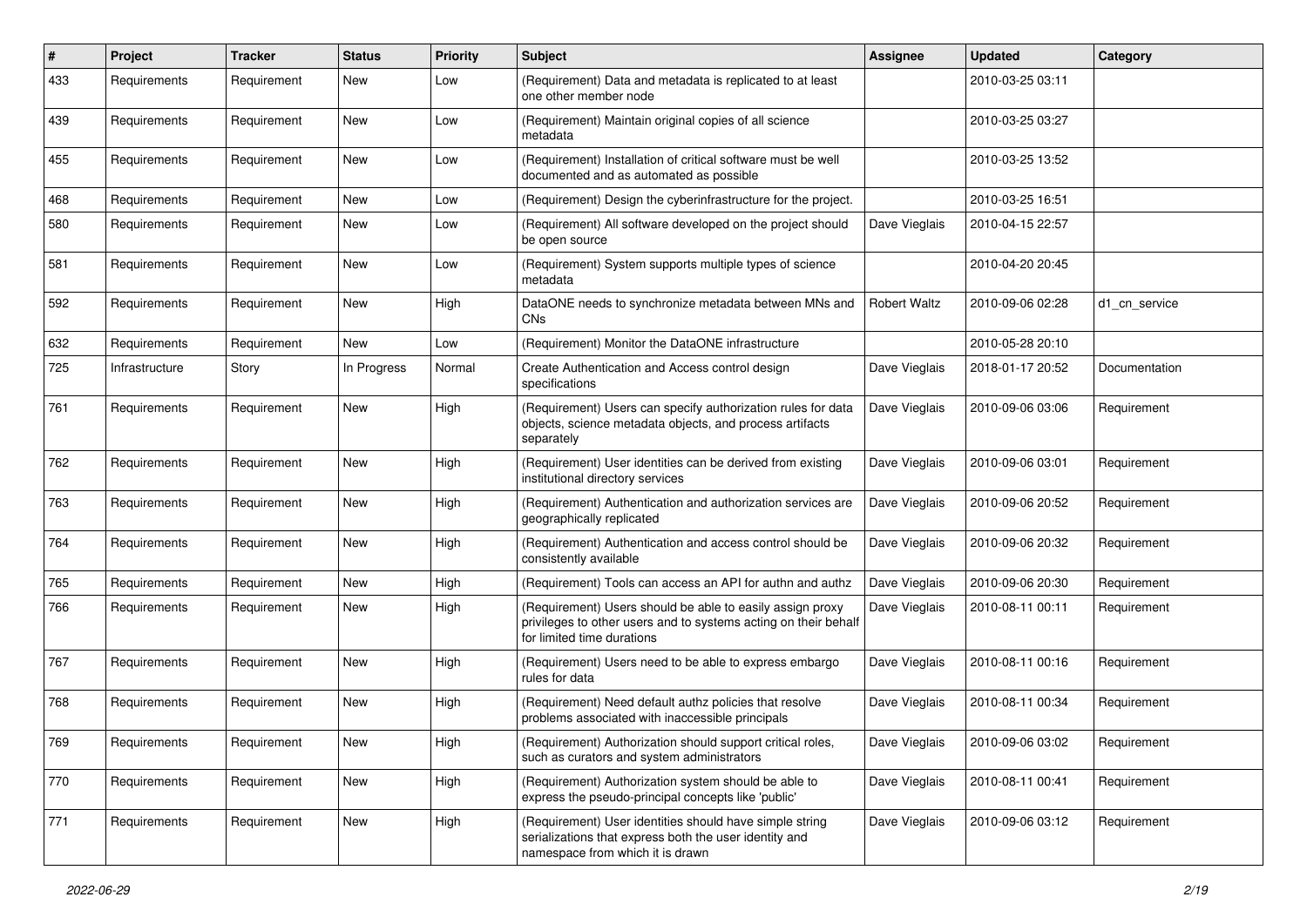| # | Project | Tracker | Status | Priority | Subject | Assignee | Updated | Category |
|---|---|---|---|---|---|---|---|---|
| 433 | Requirements | Requirement | New | Low | (Requirement) Data and metadata is replicated to at least one other member node | | 2010-03-25 03:11 | |
| 439 | Requirements | Requirement | New | Low | (Requirement) Maintain original copies of all science metadata | | 2010-03-25 03:27 | |
| 455 | Requirements | Requirement | New | Low | (Requirement) Installation of critical software must be well documented and as automated as possible | | 2010-03-25 13:52 | |
| 468 | Requirements | Requirement | New | Low | (Requirement) Design the cyberinfrastructure for the project. | | 2010-03-25 16:51 | |
| 580 | Requirements | Requirement | New | Low | (Requirement) All software developed on the project should be open source | Dave Vieglais | 2010-04-15 22:57 | |
| 581 | Requirements | Requirement | New | Low | (Requirement) System supports multiple types of science metadata | | 2010-04-20 20:45 | |
| 592 | Requirements | Requirement | New | High | DataONE needs to synchronize metadata between MNs and CNs | Robert Waltz | 2010-09-06 02:28 | d1_cn_service |
| 632 | Requirements | Requirement | New | Low | (Requirement) Monitor the DataONE infrastructure | | 2010-05-28 20:10 | |
| 725 | Infrastructure | Story | In Progress | Normal | Create Authentication and Access control design specifications | Dave Vieglais | 2018-01-17 20:52 | Documentation |
| 761 | Requirements | Requirement | New | High | (Requirement) Users can specify authorization rules for data objects, science metadata objects, and process artifacts separately | Dave Vieglais | 2010-09-06 03:06 | Requirement |
| 762 | Requirements | Requirement | New | High | (Requirement) User identities can be derived from existing institutional directory services | Dave Vieglais | 2010-09-06 03:01 | Requirement |
| 763 | Requirements | Requirement | New | High | (Requirement) Authentication and authorization services are geographically replicated | Dave Vieglais | 2010-09-06 20:52 | Requirement |
| 764 | Requirements | Requirement | New | High | (Requirement) Authentication and access control should be consistently available | Dave Vieglais | 2010-09-06 20:32 | Requirement |
| 765 | Requirements | Requirement | New | High | (Requirement) Tools can access an API for authn and authz | Dave Vieglais | 2010-09-06 20:30 | Requirement |
| 766 | Requirements | Requirement | New | High | (Requirement) Users should be able to easily assign proxy privileges to other users and to systems acting on their behalf for limited time durations | Dave Vieglais | 2010-08-11 00:11 | Requirement |
| 767 | Requirements | Requirement | New | High | (Requirement) Users need to be able to express embargo rules for data | Dave Vieglais | 2010-08-11 00:16 | Requirement |
| 768 | Requirements | Requirement | New | High | (Requirement) Need default authz policies that resolve problems associated with inaccessible principals | Dave Vieglais | 2010-08-11 00:34 | Requirement |
| 769 | Requirements | Requirement | New | High | (Requirement) Authorization should support critical roles, such as curators and system administrators | Dave Vieglais | 2010-09-06 03:02 | Requirement |
| 770 | Requirements | Requirement | New | High | (Requirement) Authorization system should be able to express the pseudo-principal concepts like 'public' | Dave Vieglais | 2010-08-11 00:41 | Requirement |
| 771 | Requirements | Requirement | New | High | (Requirement) User identities should have simple string serializations that express both the user identity and namespace from which it is drawn | Dave Vieglais | 2010-09-06 03:12 | Requirement |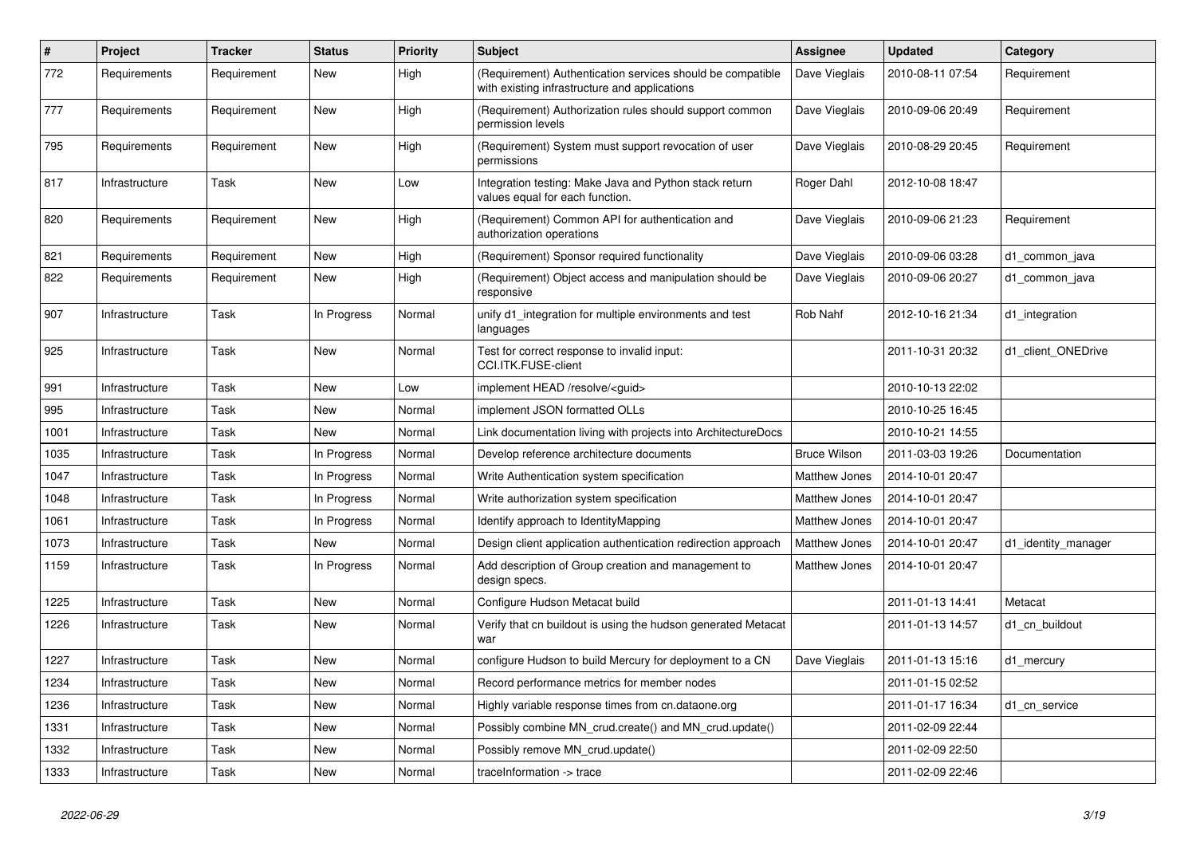| # | Project | Tracker | Status | Priority | Subject | Assignee | Updated | Category |
|---|---|---|---|---|---|---|---|---|
| 772 | Requirements | Requirement | New | High | (Requirement) Authentication services should be compatible with existing infrastructure and applications | Dave Vieglais | 2010-08-11 07:54 | Requirement |
| 777 | Requirements | Requirement | New | High | (Requirement) Authorization rules should support common permission levels | Dave Vieglais | 2010-09-06 20:49 | Requirement |
| 795 | Requirements | Requirement | New | High | (Requirement) System must support revocation of user permissions | Dave Vieglais | 2010-08-29 20:45 | Requirement |
| 817 | Infrastructure | Task | New | Low | Integration testing: Make Java and Python stack return values equal for each function. | Roger Dahl | 2012-10-08 18:47 | |
| 820 | Requirements | Requirement | New | High | (Requirement) Common API for authentication and authorization operations | Dave Vieglais | 2010-09-06 21:23 | Requirement |
| 821 | Requirements | Requirement | New | High | (Requirement) Sponsor required functionality | Dave Vieglais | 2010-09-06 03:28 | d1_common_java |
| 822 | Requirements | Requirement | New | High | (Requirement) Object access and manipulation should be responsive | Dave Vieglais | 2010-09-06 20:27 | d1_common_java |
| 907 | Infrastructure | Task | In Progress | Normal | unify d1_integration for multiple environments and test languages | Rob Nahf | 2012-10-16 21:34 | d1_integration |
| 925 | Infrastructure | Task | New | Normal | Test for correct response to invalid input: CCI.ITK.FUSE-client | | 2011-10-31 20:32 | d1_client_ONEDrive |
| 991 | Infrastructure | Task | New | Low | implement HEAD /resolve/<guid> | | 2010-10-13 22:02 | |
| 995 | Infrastructure | Task | New | Normal | implement JSON formatted OLLs | | 2010-10-25 16:45 | |
| 1001 | Infrastructure | Task | New | Normal | Link documentation living with projects into ArchitectureDocs | | 2010-10-21 14:55 | |
| 1035 | Infrastructure | Task | In Progress | Normal | Develop reference architecture documents | Bruce Wilson | 2011-03-03 19:26 | Documentation |
| 1047 | Infrastructure | Task | In Progress | Normal | Write Authentication system specification | Matthew Jones | 2014-10-01 20:47 | |
| 1048 | Infrastructure | Task | In Progress | Normal | Write authorization system specification | Matthew Jones | 2014-10-01 20:47 | |
| 1061 | Infrastructure | Task | In Progress | Normal | Identify approach to IdentityMapping | Matthew Jones | 2014-10-01 20:47 | |
| 1073 | Infrastructure | Task | New | Normal | Design client application authentication redirection approach | Matthew Jones | 2014-10-01 20:47 | d1_identity_manager |
| 1159 | Infrastructure | Task | In Progress | Normal | Add description of Group creation and management to design specs. | Matthew Jones | 2014-10-01 20:47 | |
| 1225 | Infrastructure | Task | New | Normal | Configure Hudson Metacat build | | 2011-01-13 14:41 | Metacat |
| 1226 | Infrastructure | Task | New | Normal | Verify that cn buildout is using the hudson generated Metacat war | | 2011-01-13 14:57 | d1_cn_buildout |
| 1227 | Infrastructure | Task | New | Normal | configure Hudson to build Mercury for deployment to a CN | Dave Vieglais | 2011-01-13 15:16 | d1_mercury |
| 1234 | Infrastructure | Task | New | Normal | Record performance metrics for member nodes | | 2011-01-15 02:52 | |
| 1236 | Infrastructure | Task | New | Normal | Highly variable response times from cn.dataone.org | | 2011-01-17 16:34 | d1_cn_service |
| 1331 | Infrastructure | Task | New | Normal | Possibly combine MN_crud.create() and MN_crud.update() | | 2011-02-09 22:44 | |
| 1332 | Infrastructure | Task | New | Normal | Possibly remove MN_crud.update() | | 2011-02-09 22:50 | |
| 1333 | Infrastructure | Task | New | Normal | traceInformation -> trace | | 2011-02-09 22:46 | |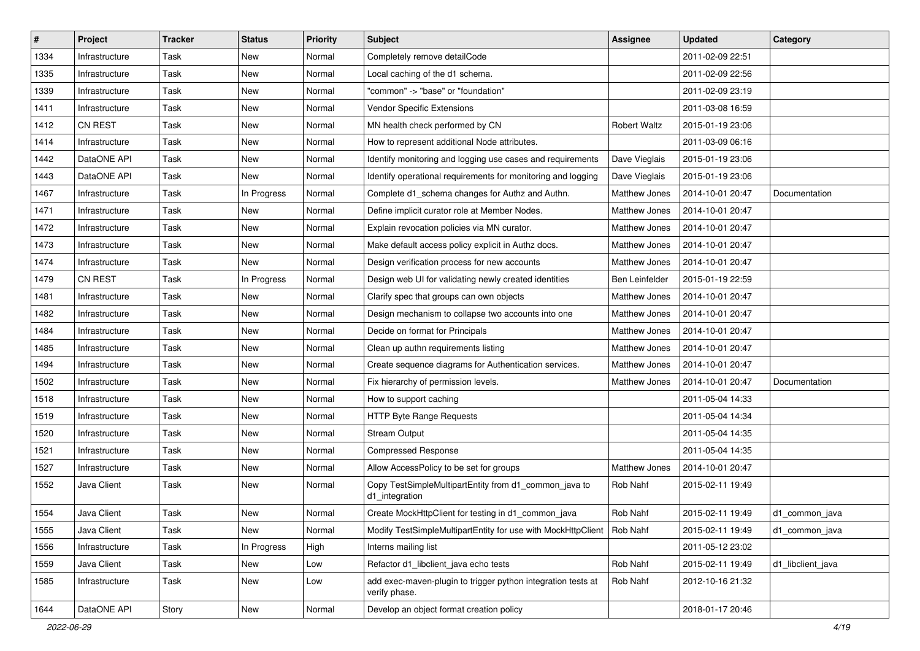| # | Project | Tracker | Status | Priority | Subject | Assignee | Updated | Category |
|---|---|---|---|---|---|---|---|---|
| 1334 | Infrastructure | Task | New | Normal | Completely remove detailCode | | 2011-02-09 22:51 | |
| 1335 | Infrastructure | Task | New | Normal | Local caching of the d1 schema. | | 2011-02-09 22:56 | |
| 1339 | Infrastructure | Task | New | Normal | "common" -> "base" or "foundation" | | 2011-02-09 23:19 | |
| 1411 | Infrastructure | Task | New | Normal | Vendor Specific Extensions | | 2011-03-08 16:59 | |
| 1412 | CN REST | Task | New | Normal | MN health check performed by CN | Robert Waltz | 2015-01-19 23:06 | |
| 1414 | Infrastructure | Task | New | Normal | How to represent additional Node attributes. | | 2011-03-09 06:16 | |
| 1442 | DataONE API | Task | New | Normal | Identify monitoring and logging use cases and requirements | Dave Vieglais | 2015-01-19 23:06 | |
| 1443 | DataONE API | Task | New | Normal | Identify operational requirements for monitoring and logging | Dave Vieglais | 2015-01-19 23:06 | |
| 1467 | Infrastructure | Task | In Progress | Normal | Complete d1_schema changes for Authz and Authn. | Matthew Jones | 2014-10-01 20:47 | Documentation |
| 1471 | Infrastructure | Task | New | Normal | Define implicit curator role at Member Nodes. | Matthew Jones | 2014-10-01 20:47 | |
| 1472 | Infrastructure | Task | New | Normal | Explain revocation policies via MN curator. | Matthew Jones | 2014-10-01 20:47 | |
| 1473 | Infrastructure | Task | New | Normal | Make default access policy explicit in Authz docs. | Matthew Jones | 2014-10-01 20:47 | |
| 1474 | Infrastructure | Task | New | Normal | Design verification process for new accounts | Matthew Jones | 2014-10-01 20:47 | |
| 1479 | CN REST | Task | In Progress | Normal | Design web UI for validating newly created identities | Ben Leinfelder | 2015-01-19 22:59 | |
| 1481 | Infrastructure | Task | New | Normal | Clarify spec that groups can own objects | Matthew Jones | 2014-10-01 20:47 | |
| 1482 | Infrastructure | Task | New | Normal | Design mechanism to collapse two accounts into one | Matthew Jones | 2014-10-01 20:47 | |
| 1484 | Infrastructure | Task | New | Normal | Decide on format for Principals | Matthew Jones | 2014-10-01 20:47 | |
| 1485 | Infrastructure | Task | New | Normal | Clean up authn requirements listing | Matthew Jones | 2014-10-01 20:47 | |
| 1494 | Infrastructure | Task | New | Normal | Create sequence diagrams for Authentication services. | Matthew Jones | 2014-10-01 20:47 | |
| 1502 | Infrastructure | Task | New | Normal | Fix hierarchy of permission levels. | Matthew Jones | 2014-10-01 20:47 | Documentation |
| 1518 | Infrastructure | Task | New | Normal | How to support caching | | 2011-05-04 14:33 | |
| 1519 | Infrastructure | Task | New | Normal | HTTP Byte Range Requests | | 2011-05-04 14:34 | |
| 1520 | Infrastructure | Task | New | Normal | Stream Output | | 2011-05-04 14:35 | |
| 1521 | Infrastructure | Task | New | Normal | Compressed Response | | 2011-05-04 14:35 | |
| 1527 | Infrastructure | Task | New | Normal | Allow AccessPolicy to be set for groups | Matthew Jones | 2014-10-01 20:47 | |
| 1552 | Java Client | Task | New | Normal | Copy TestSimpleMultipartEntity from d1_common_java to d1_integration | Rob Nahf | 2015-02-11 19:49 | |
| 1554 | Java Client | Task | New | Normal | Create MockHttpClient for testing in d1_common_java | Rob Nahf | 2015-02-11 19:49 | d1_common_java |
| 1555 | Java Client | Task | New | Normal | Modify TestSimpleMultipartEntity for use with MockHttpClient | Rob Nahf | 2015-02-11 19:49 | d1_common_java |
| 1556 | Infrastructure | Task | In Progress | High | Interns mailing list | | 2011-05-12 23:02 | |
| 1559 | Java Client | Task | New | Low | Refactor d1_libclient_java echo tests | Rob Nahf | 2015-02-11 19:49 | d1_libclient_java |
| 1585 | Infrastructure | Task | New | Low | add exec-maven-plugin to trigger python integration tests at verify phase. | Rob Nahf | 2012-10-16 21:32 | |
| 1644 | DataONE API | Story | New | Normal | Develop an object format creation policy | | 2018-01-17 20:46 | |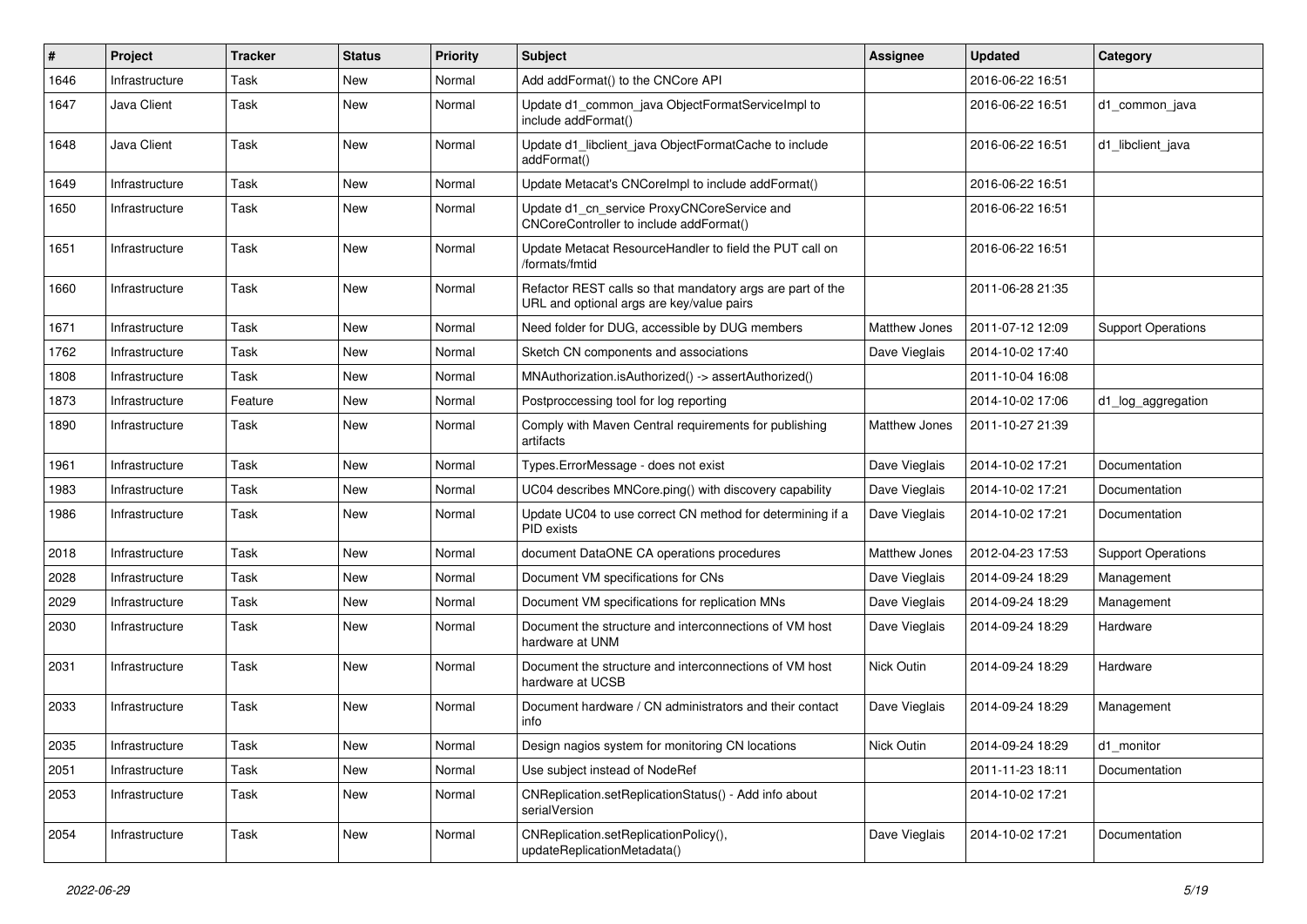| # | Project | Tracker | Status | Priority | Subject | Assignee | Updated | Category |
|---|---|---|---|---|---|---|---|---|
| 1646 | Infrastructure | Task | New | Normal | Add addFormat() to the CNCore API | | 2016-06-22 16:51 | |
| 1647 | Java Client | Task | New | Normal | Update d1_common_java ObjectFormatServiceImpl to include addFormat() | | 2016-06-22 16:51 | d1_common_java |
| 1648 | Java Client | Task | New | Normal | Update d1_libclient_java ObjectFormatCache to include addFormat() | | 2016-06-22 16:51 | d1_libclient_java |
| 1649 | Infrastructure | Task | New | Normal | Update Metacat's CNCoreImpl to include addFormat() | | 2016-06-22 16:51 | |
| 1650 | Infrastructure | Task | New | Normal | Update d1_cn_service ProxyCNCoreService and CNCoreController to include addFormat() | | 2016-06-22 16:51 | |
| 1651 | Infrastructure | Task | New | Normal | Update Metacat ResourceHandler to field the PUT call on /formats/fmtid | | 2016-06-22 16:51 | |
| 1660 | Infrastructure | Task | New | Normal | Refactor REST calls so that mandatory args are part of the URL and optional args are key/value pairs | | 2011-06-28 21:35 | |
| 1671 | Infrastructure | Task | New | Normal | Need folder for DUG, accessible by DUG members | Matthew Jones | 2011-07-12 12:09 | Support Operations |
| 1762 | Infrastructure | Task | New | Normal | Sketch CN components and associations | Dave Vieglais | 2014-10-02 17:40 | |
| 1808 | Infrastructure | Task | New | Normal | MNAuthorization.isAuthorized() -> assertAuthorized() | | 2011-10-04 16:08 | |
| 1873 | Infrastructure | Feature | New | Normal | Postproccessing tool for log reporting | | 2014-10-02 17:06 | d1_log_aggregation |
| 1890 | Infrastructure | Task | New | Normal | Comply with Maven Central requirements for publishing artifacts | Matthew Jones | 2011-10-27 21:39 | |
| 1961 | Infrastructure | Task | New | Normal | Types.ErrorMessage - does not exist | Dave Vieglais | 2014-10-02 17:21 | Documentation |
| 1983 | Infrastructure | Task | New | Normal | UC04 describes MNCore.ping() with discovery capability | Dave Vieglais | 2014-10-02 17:21 | Documentation |
| 1986 | Infrastructure | Task | New | Normal | Update UC04 to use correct CN method for determining if a PID exists | Dave Vieglais | 2014-10-02 17:21 | Documentation |
| 2018 | Infrastructure | Task | New | Normal | document DataONE CA operations procedures | Matthew Jones | 2012-04-23 17:53 | Support Operations |
| 2028 | Infrastructure | Task | New | Normal | Document VM specifications for CNs | Dave Vieglais | 2014-09-24 18:29 | Management |
| 2029 | Infrastructure | Task | New | Normal | Document VM specifications for replication MNs | Dave Vieglais | 2014-09-24 18:29 | Management |
| 2030 | Infrastructure | Task | New | Normal | Document the structure and interconnections of VM host hardware at UNM | Dave Vieglais | 2014-09-24 18:29 | Hardware |
| 2031 | Infrastructure | Task | New | Normal | Document the structure and interconnections of VM host hardware at UCSB | Nick Outin | 2014-09-24 18:29 | Hardware |
| 2033 | Infrastructure | Task | New | Normal | Document hardware / CN administrators and their contact info | Dave Vieglais | 2014-09-24 18:29 | Management |
| 2035 | Infrastructure | Task | New | Normal | Design nagios system for monitoring CN locations | Nick Outin | 2014-09-24 18:29 | d1_monitor |
| 2051 | Infrastructure | Task | New | Normal | Use subject instead of NodeRef | | 2011-11-23 18:11 | Documentation |
| 2053 | Infrastructure | Task | New | Normal | CNReplication.setReplicationStatus() - Add info about serialVersion | | 2014-10-02 17:21 | |
| 2054 | Infrastructure | Task | New | Normal | CNReplication.setReplicationPolicy(), updateReplicationMetadata() | Dave Vieglais | 2014-10-02 17:21 | Documentation |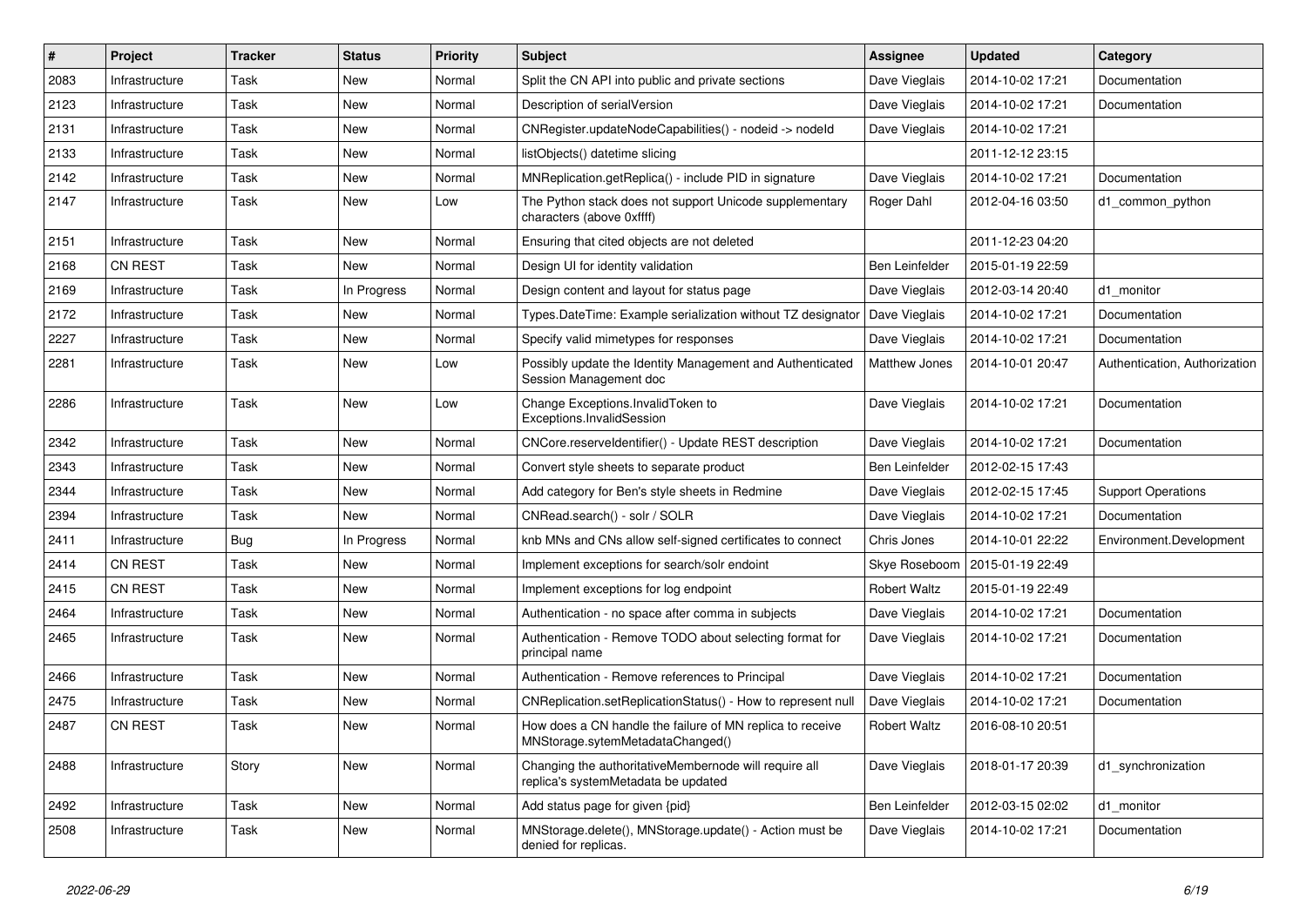| # | Project | Tracker | Status | Priority | Subject | Assignee | Updated | Category |
|---|---|---|---|---|---|---|---|---|
| 2083 | Infrastructure | Task | New | Normal | Split the CN API into public and private sections | Dave Vieglais | 2014-10-02 17:21 | Documentation |
| 2123 | Infrastructure | Task | New | Normal | Description of serialVersion | Dave Vieglais | 2014-10-02 17:21 | Documentation |
| 2131 | Infrastructure | Task | New | Normal | CNRegister.updateNodeCapabilities() - nodeid -> nodeId | Dave Vieglais | 2014-10-02 17:21 | |
| 2133 | Infrastructure | Task | New | Normal | listObjects() datetime slicing | | 2011-12-12 23:15 | |
| 2142 | Infrastructure | Task | New | Normal | MNReplication.getReplica() - include PID in signature | Dave Vieglais | 2014-10-02 17:21 | Documentation |
| 2147 | Infrastructure | Task | New | Low | The Python stack does not support Unicode supplementary characters (above 0xffff) | Roger Dahl | 2012-04-16 03:50 | d1_common_python |
| 2151 | Infrastructure | Task | New | Normal | Ensuring that cited objects are not deleted | | 2011-12-23 04:20 | |
| 2168 | CN REST | Task | New | Normal | Design UI for identity validation | Ben Leinfelder | 2015-01-19 22:59 | |
| 2169 | Infrastructure | Task | In Progress | Normal | Design content and layout for status page | Dave Vieglais | 2012-03-14 20:40 | d1_monitor |
| 2172 | Infrastructure | Task | New | Normal | Types.DateTime: Example serialization without TZ designator | Dave Vieglais | 2014-10-02 17:21 | Documentation |
| 2227 | Infrastructure | Task | New | Normal | Specify valid mimetypes for responses | Dave Vieglais | 2014-10-02 17:21 | Documentation |
| 2281 | Infrastructure | Task | New | Low | Possibly update the Identity Management and Authenticated Session Management doc | Matthew Jones | 2014-10-01 20:47 | Authentication, Authorization |
| 2286 | Infrastructure | Task | New | Low | Change Exceptions.InvalidToken to Exceptions.InvalidSession | Dave Vieglais | 2014-10-02 17:21 | Documentation |
| 2342 | Infrastructure | Task | New | Normal | CNCore.reserveIdentifier() - Update REST description | Dave Vieglais | 2014-10-02 17:21 | Documentation |
| 2343 | Infrastructure | Task | New | Normal | Convert style sheets to separate product | Ben Leinfelder | 2012-02-15 17:43 | |
| 2344 | Infrastructure | Task | New | Normal | Add category for Ben's style sheets in Redmine | Dave Vieglais | 2012-02-15 17:45 | Support Operations |
| 2394 | Infrastructure | Task | New | Normal | CNRead.search() - solr / SOLR | Dave Vieglais | 2014-10-02 17:21 | Documentation |
| 2411 | Infrastructure | Bug | In Progress | Normal | knb MNs and CNs allow self-signed certificates to connect | Chris Jones | 2014-10-01 22:22 | Environment.Development |
| 2414 | CN REST | Task | New | Normal | Implement exceptions for search/solr endoint | Skye Roseboom | 2015-01-19 22:49 | |
| 2415 | CN REST | Task | New | Normal | Implement exceptions for log endpoint | Robert Waltz | 2015-01-19 22:49 | |
| 2464 | Infrastructure | Task | New | Normal | Authentication - no space after comma in subjects | Dave Vieglais | 2014-10-02 17:21 | Documentation |
| 2465 | Infrastructure | Task | New | Normal | Authentication - Remove TODO about selecting format for principal name | Dave Vieglais | 2014-10-02 17:21 | Documentation |
| 2466 | Infrastructure | Task | New | Normal | Authentication - Remove references to Principal | Dave Vieglais | 2014-10-02 17:21 | Documentation |
| 2475 | Infrastructure | Task | New | Normal | CNReplication.setReplicationStatus() - How to represent null | Dave Vieglais | 2014-10-02 17:21 | Documentation |
| 2487 | CN REST | Task | New | Normal | How does a CN handle the failure of MN replica to receive MNStorage.sytemMetadataChanged() | Robert Waltz | 2016-08-10 20:51 | |
| 2488 | Infrastructure | Story | New | Normal | Changing the authoritativeMembernode will require all replica's systemMetadata be updated | Dave Vieglais | 2018-01-17 20:39 | d1_synchronization |
| 2492 | Infrastructure | Task | New | Normal | Add status page for given {pid} | Ben Leinfelder | 2012-03-15 02:02 | d1_monitor |
| 2508 | Infrastructure | Task | New | Normal | MNStorage.delete(), MNStorage.update() - Action must be denied for replicas. | Dave Vieglais | 2014-10-02 17:21 | Documentation |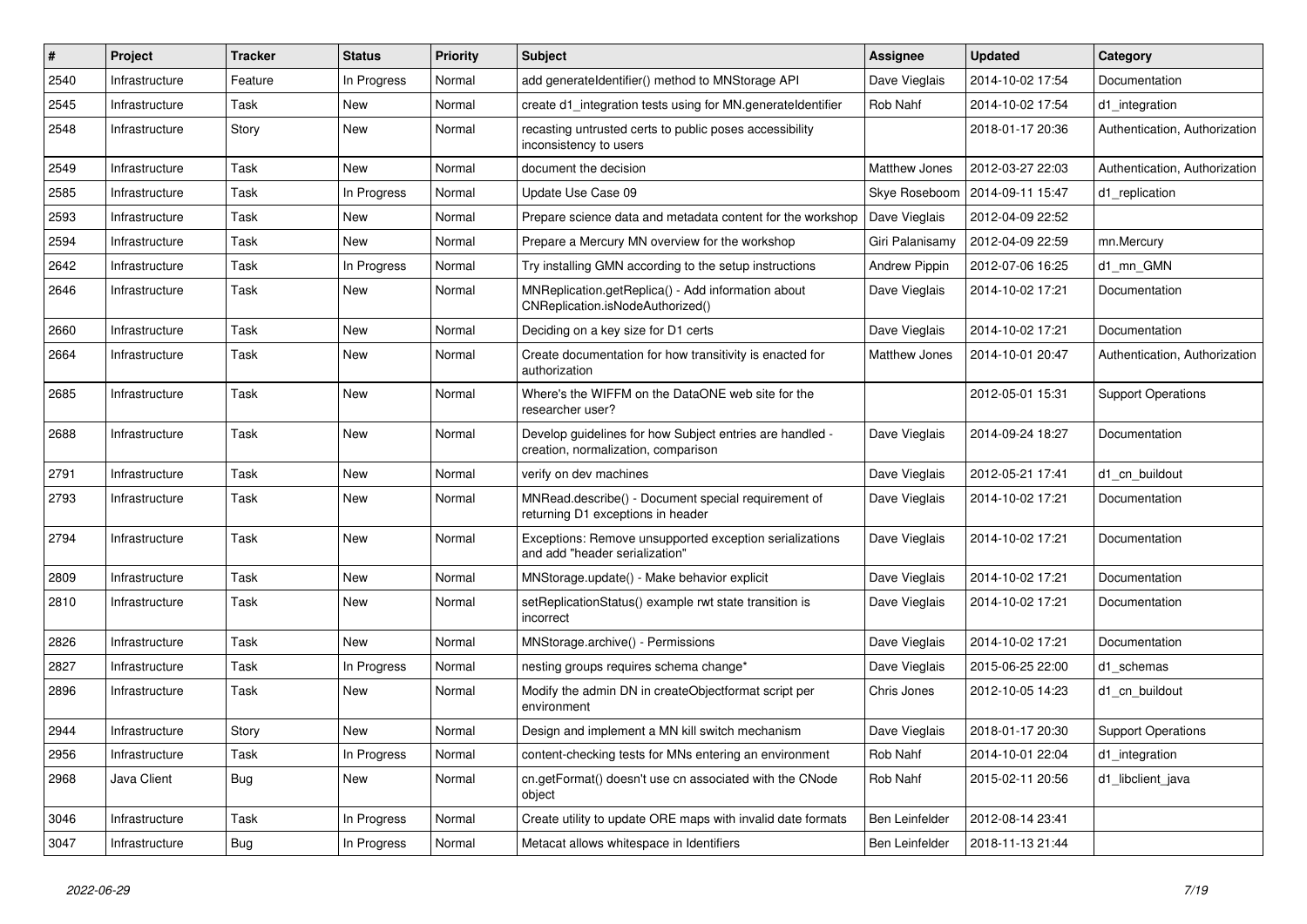| # | Project | Tracker | Status | Priority | Subject | Assignee | Updated | Category |
|---|---|---|---|---|---|---|---|---|
| 2540 | Infrastructure | Feature | In Progress | Normal | add generateIdentifier() method to MNStorage API | Dave Vieglais | 2014-10-02 17:54 | Documentation |
| 2545 | Infrastructure | Task | New | Normal | create d1_integration tests using for MN.generateIdentifier | Rob Nahf | 2014-10-02 17:54 | d1_integration |
| 2548 | Infrastructure | Story | New | Normal | recasting untrusted certs to public poses accessibility inconsistency to users | | 2018-01-17 20:36 | Authentication, Authorization |
| 2549 | Infrastructure | Task | New | Normal | document the decision | Matthew Jones | 2012-03-27 22:03 | Authentication, Authorization |
| 2585 | Infrastructure | Task | In Progress | Normal | Update Use Case 09 | Skye Roseboom | 2014-09-11 15:47 | d1_replication |
| 2593 | Infrastructure | Task | New | Normal | Prepare science data and metadata content for the workshop | Dave Vieglais | 2012-04-09 22:52 | |
| 2594 | Infrastructure | Task | New | Normal | Prepare a Mercury MN overview for the workshop | Giri Palanisamy | 2012-04-09 22:59 | mn.Mercury |
| 2642 | Infrastructure | Task | In Progress | Normal | Try installing GMN according to the setup instructions | Andrew Pippin | 2012-07-06 16:25 | d1_mn_GMN |
| 2646 | Infrastructure | Task | New | Normal | MNReplication.getReplica() - Add information about CNReplication.isNodeAuthorized() | Dave Vieglais | 2014-10-02 17:21 | Documentation |
| 2660 | Infrastructure | Task | New | Normal | Deciding on a key size for D1 certs | Dave Vieglais | 2014-10-02 17:21 | Documentation |
| 2664 | Infrastructure | Task | New | Normal | Create documentation for how transitivity is enacted for authorization | Matthew Jones | 2014-10-01 20:47 | Authentication, Authorization |
| 2685 | Infrastructure | Task | New | Normal | Where's the WIFFM on the DataONE web site for the researcher user? | | 2012-05-01 15:31 | Support Operations |
| 2688 | Infrastructure | Task | New | Normal | Develop guidelines for how Subject entries are handled - creation, normalization, comparison | Dave Vieglais | 2014-09-24 18:27 | Documentation |
| 2791 | Infrastructure | Task | New | Normal | verify on dev machines | Dave Vieglais | 2012-05-21 17:41 | d1_cn_buildout |
| 2793 | Infrastructure | Task | New | Normal | MNRead.describe() - Document special requirement of returning D1 exceptions in header | Dave Vieglais | 2014-10-02 17:21 | Documentation |
| 2794 | Infrastructure | Task | New | Normal | Exceptions: Remove unsupported exception serializations and add "header serialization" | Dave Vieglais | 2014-10-02 17:21 | Documentation |
| 2809 | Infrastructure | Task | New | Normal | MNStorage.update() - Make behavior explicit | Dave Vieglais | 2014-10-02 17:21 | Documentation |
| 2810 | Infrastructure | Task | New | Normal | setReplicationStatus() example rwt state transition is incorrect | Dave Vieglais | 2014-10-02 17:21 | Documentation |
| 2826 | Infrastructure | Task | New | Normal | MNStorage.archive() - Permissions | Dave Vieglais | 2014-10-02 17:21 | Documentation |
| 2827 | Infrastructure | Task | In Progress | Normal | nesting groups requires schema change* | Dave Vieglais | 2015-06-25 22:00 | d1_schemas |
| 2896 | Infrastructure | Task | New | Normal | Modify the admin DN in createObjectformat script per environment | Chris Jones | 2012-10-05 14:23 | d1_cn_buildout |
| 2944 | Infrastructure | Story | New | Normal | Design and implement a MN kill switch mechanism | Dave Vieglais | 2018-01-17 20:30 | Support Operations |
| 2956 | Infrastructure | Task | In Progress | Normal | content-checking tests for MNs entering an environment | Rob Nahf | 2014-10-01 22:04 | d1_integration |
| 2968 | Java Client | Bug | New | Normal | cn.getFormat() doesn't use cn associated with the CNode object | Rob Nahf | 2015-02-11 20:56 | d1_libclient_java |
| 3046 | Infrastructure | Task | In Progress | Normal | Create utility to update ORE maps with invalid date formats | Ben Leinfelder | 2012-08-14 23:41 | |
| 3047 | Infrastructure | Bug | In Progress | Normal | Metacat allows whitespace in Identifiers | Ben Leinfelder | 2018-11-13 21:44 | |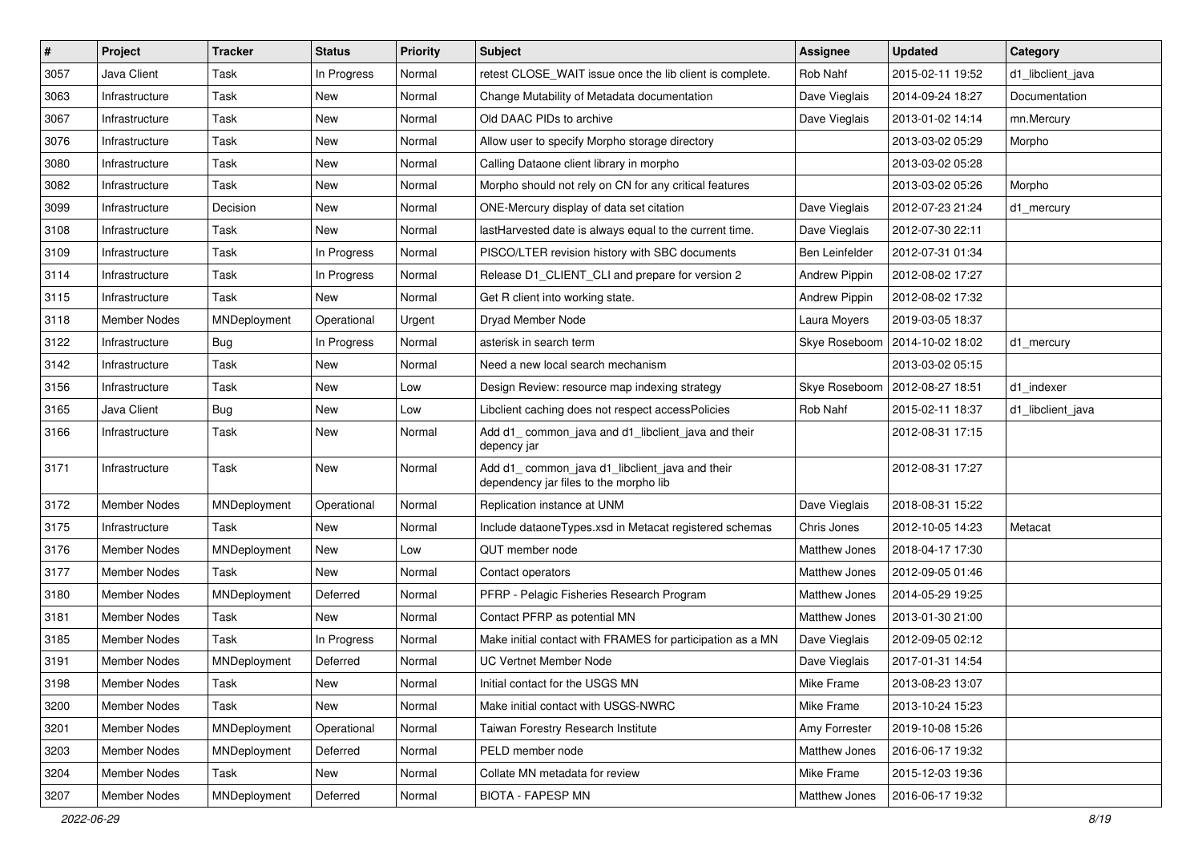| # | Project | Tracker | Status | Priority | Subject | Assignee | Updated | Category |
|---|---|---|---|---|---|---|---|---|
| 3057 | Java Client | Task | In Progress | Normal | retest CLOSE_WAIT issue once the lib client is complete. | Rob Nahf | 2015-02-11 19:52 | d1_libclient_java |
| 3063 | Infrastructure | Task | New | Normal | Change Mutability of Metadata documentation | Dave Vieglais | 2014-09-24 18:27 | Documentation |
| 3067 | Infrastructure | Task | New | Normal | Old DAAC PIDs to archive | Dave Vieglais | 2013-01-02 14:14 | mn.Mercury |
| 3076 | Infrastructure | Task | New | Normal | Allow user to specify Morpho storage directory | | 2013-03-02 05:29 | Morpho |
| 3080 | Infrastructure | Task | New | Normal | Calling Dataone client library in morpho | | 2013-03-02 05:28 | |
| 3082 | Infrastructure | Task | New | Normal | Morpho should not rely on CN for any critical features | | 2013-03-02 05:26 | Morpho |
| 3099 | Infrastructure | Decision | New | Normal | ONE-Mercury display of data set citation | Dave Vieglais | 2012-07-23 21:24 | d1_mercury |
| 3108 | Infrastructure | Task | New | Normal | lastHarvested date is always equal to the current time. | Dave Vieglais | 2012-07-30 22:11 | |
| 3109 | Infrastructure | Task | In Progress | Normal | PISCO/LTER revision history with SBC documents | Ben Leinfelder | 2012-07-31 01:34 | |
| 3114 | Infrastructure | Task | In Progress | Normal | Release D1_CLIENT_CLI and prepare for version 2 | Andrew Pippin | 2012-08-02 17:27 | |
| 3115 | Infrastructure | Task | New | Normal | Get R client into working state. | Andrew Pippin | 2012-08-02 17:32 | |
| 3118 | Member Nodes | MNDeployment | Operational | Urgent | Dryad Member Node | Laura Moyers | 2019-03-05 18:37 | |
| 3122 | Infrastructure | Bug | In Progress | Normal | asterisk in search term | Skye Roseboom | 2014-10-02 18:02 | d1_mercury |
| 3142 | Infrastructure | Task | New | Normal | Need a new local search mechanism | | 2013-03-02 05:15 | |
| 3156 | Infrastructure | Task | New | Low | Design Review: resource map indexing strategy | Skye Roseboom | 2012-08-27 18:51 | d1_indexer |
| 3165 | Java Client | Bug | New | Low | Libclient caching does not respect accessPolicies | Rob Nahf | 2015-02-11 18:37 | d1_libclient_java |
| 3166 | Infrastructure | Task | New | Normal | Add d1_ common_java and d1_libclient_java and their depency jar | | 2012-08-31 17:15 | |
| 3171 | Infrastructure | Task | New | Normal | Add d1_ common_java d1_libclient_java and their dependency jar files to the morpho lib | | 2012-08-31 17:27 | |
| 3172 | Member Nodes | MNDeployment | Operational | Normal | Replication instance at UNM | Dave Vieglais | 2018-08-31 15:22 | |
| 3175 | Infrastructure | Task | New | Normal | Include dataoneTypes.xsd in Metacat registered schemas | Chris Jones | 2012-10-05 14:23 | Metacat |
| 3176 | Member Nodes | MNDeployment | New | Low | QUT member node | Matthew Jones | 2018-04-17 17:30 | |
| 3177 | Member Nodes | Task | New | Normal | Contact operators | Matthew Jones | 2012-09-05 01:46 | |
| 3180 | Member Nodes | MNDeployment | Deferred | Normal | PFRP - Pelagic Fisheries Research Program | Matthew Jones | 2014-05-29 19:25 | |
| 3181 | Member Nodes | Task | New | Normal | Contact PFRP as potential MN | Matthew Jones | 2013-01-30 21:00 | |
| 3185 | Member Nodes | Task | In Progress | Normal | Make initial contact with FRAMES for participation as a MN | Dave Vieglais | 2012-09-05 02:12 | |
| 3191 | Member Nodes | MNDeployment | Deferred | Normal | UC Vertnet Member Node | Dave Vieglais | 2017-01-31 14:54 | |
| 3198 | Member Nodes | Task | New | Normal | Initial contact for the USGS MN | Mike Frame | 2013-08-23 13:07 | |
| 3200 | Member Nodes | Task | New | Normal | Make initial contact with USGS-NWRC | Mike Frame | 2013-10-24 15:23 | |
| 3201 | Member Nodes | MNDeployment | Operational | Normal | Taiwan Forestry Research Institute | Amy Forrester | 2019-10-08 15:26 | |
| 3203 | Member Nodes | MNDeployment | Deferred | Normal | PELD member node | Matthew Jones | 2016-06-17 19:32 | |
| 3204 | Member Nodes | Task | New | Normal | Collate MN metadata for review | Mike Frame | 2015-12-03 19:36 | |
| 3207 | Member Nodes | MNDeployment | Deferred | Normal | BIOTA - FAPESP MN | Matthew Jones | 2016-06-17 19:32 | |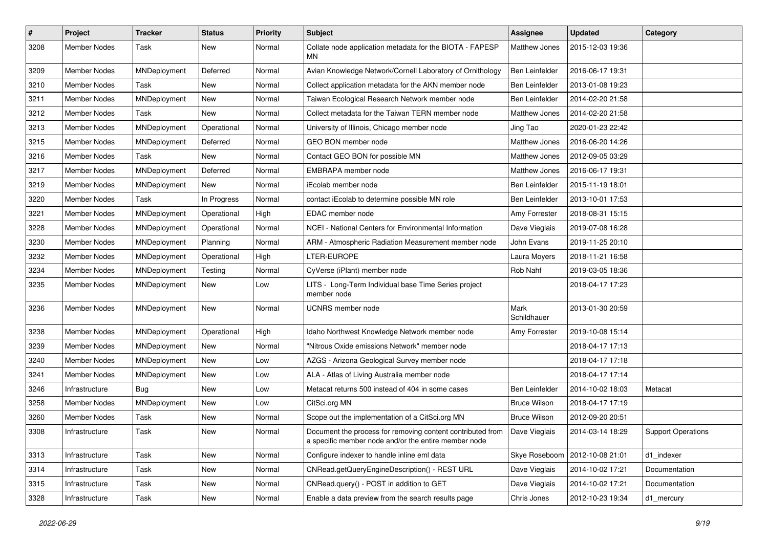| # | Project | Tracker | Status | Priority | Subject | Assignee | Updated | Category |
|---|---|---|---|---|---|---|---|---|
| 3208 | Member Nodes | Task | New | Normal | Collate node application metadata for the BIOTA - FAPESP MN | Matthew Jones | 2015-12-03 19:36 | |
| 3209 | Member Nodes | MNDeployment | Deferred | Normal | Avian Knowledge Network/Cornell Laboratory of Ornithology | Ben Leinfelder | 2016-06-17 19:31 | |
| 3210 | Member Nodes | Task | New | Normal | Collect application metadata for the AKN member node | Ben Leinfelder | 2013-01-08 19:23 | |
| 3211 | Member Nodes | MNDeployment | New | Normal | Taiwan Ecological Research Network member node | Ben Leinfelder | 2014-02-20 21:58 | |
| 3212 | Member Nodes | Task | New | Normal | Collect metadata for the Taiwan TERN member node | Matthew Jones | 2014-02-20 21:58 | |
| 3213 | Member Nodes | MNDeployment | Operational | Normal | University of Illinois, Chicago member node | Jing Tao | 2020-01-23 22:42 | |
| 3215 | Member Nodes | MNDeployment | Deferred | Normal | GEO BON member node | Matthew Jones | 2016-06-20 14:26 | |
| 3216 | Member Nodes | Task | New | Normal | Contact GEO BON for possible MN | Matthew Jones | 2012-09-05 03:29 | |
| 3217 | Member Nodes | MNDeployment | Deferred | Normal | EMBRAPA member node | Matthew Jones | 2016-06-17 19:31 | |
| 3219 | Member Nodes | MNDeployment | New | Normal | iEcolab member node | Ben Leinfelder | 2015-11-19 18:01 | |
| 3220 | Member Nodes | Task | In Progress | Normal | contact iEcolab to determine possible MN role | Ben Leinfelder | 2013-10-01 17:53 | |
| 3221 | Member Nodes | MNDeployment | Operational | High | EDAC member node | Amy Forrester | 2018-08-31 15:15 | |
| 3228 | Member Nodes | MNDeployment | Operational | Normal | NCEI - National Centers for Environmental Information | Dave Vieglais | 2019-07-08 16:28 | |
| 3230 | Member Nodes | MNDeployment | Planning | Normal | ARM - Atmospheric Radiation Measurement member node | John Evans | 2019-11-25 20:10 | |
| 3232 | Member Nodes | MNDeployment | Operational | High | LTER-EUROPE | Laura Moyers | 2018-11-21 16:58 | |
| 3234 | Member Nodes | MNDeployment | Testing | Normal | CyVerse (iPlant) member node | Rob Nahf | 2019-03-05 18:36 | |
| 3235 | Member Nodes | MNDeployment | New | Low | LITS - Long-Term Individual base Time Series project member node | | 2018-04-17 17:23 | |
| 3236 | Member Nodes | MNDeployment | New | Normal | UCNRS member node | Mark Schildhauer | 2013-01-30 20:59 | |
| 3238 | Member Nodes | MNDeployment | Operational | High | Idaho Northwest Knowledge Network member node | Amy Forrester | 2019-10-08 15:14 | |
| 3239 | Member Nodes | MNDeployment | New | Normal | "Nitrous Oxide emissions Network" member node | | 2018-04-17 17:13 | |
| 3240 | Member Nodes | MNDeployment | New | Low | AZGS - Arizona Geological Survey member node | | 2018-04-17 17:18 | |
| 3241 | Member Nodes | MNDeployment | New | Low | ALA - Atlas of Living Australia member node | | 2018-04-17 17:14 | |
| 3246 | Infrastructure | Bug | New | Low | Metacat returns 500 instead of 404 in some cases | Ben Leinfelder | 2014-10-02 18:03 | Metacat |
| 3258 | Member Nodes | MNDeployment | New | Low | CitSci.org MN | Bruce Wilson | 2018-04-17 17:19 | |
| 3260 | Member Nodes | Task | New | Normal | Scope out the implementation of a CitSci.org MN | Bruce Wilson | 2012-09-20 20:51 | |
| 3308 | Infrastructure | Task | New | Normal | Document the process for removing content contributed from a specific member node and/or the entire member node | Dave Vieglais | 2014-03-14 18:29 | Support Operations |
| 3313 | Infrastructure | Task | New | Normal | Configure indexer to handle inline eml data | Skye Roseboom | 2012-10-08 21:01 | d1_indexer |
| 3314 | Infrastructure | Task | New | Normal | CNRead.getQueryEngineDescription() - REST URL | Dave Vieglais | 2014-10-02 17:21 | Documentation |
| 3315 | Infrastructure | Task | New | Normal | CNRead.query() - POST in addition to GET | Dave Vieglais | 2014-10-02 17:21 | Documentation |
| 3328 | Infrastructure | Task | New | Normal | Enable a data preview from the search results page | Chris Jones | 2012-10-23 19:34 | d1_mercury |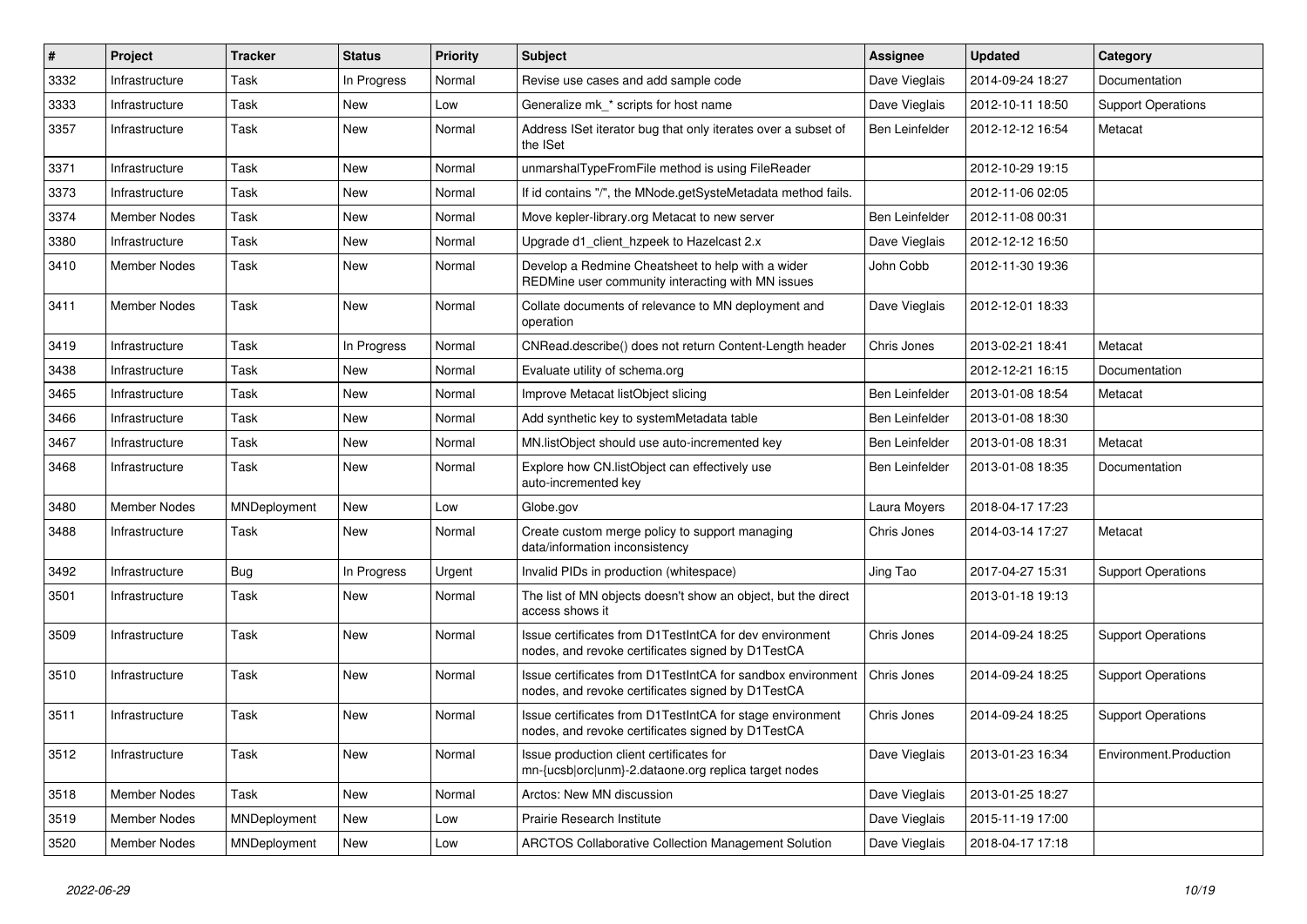| # | Project | Tracker | Status | Priority | Subject | Assignee | Updated | Category |
|---|---|---|---|---|---|---|---|---|
| 3332 | Infrastructure | Task | In Progress | Normal | Revise use cases and add sample code | Dave Vieglais | 2014-09-24 18:27 | Documentation |
| 3333 | Infrastructure | Task | New | Low | Generalize mk_* scripts for host name | Dave Vieglais | 2012-10-11 18:50 | Support Operations |
| 3357 | Infrastructure | Task | New | Normal | Address ISet iterator bug that only iterates over a subset of the ISet | Ben Leinfelder | 2012-12-12 16:54 | Metacat |
| 3371 | Infrastructure | Task | New | Normal | unmarshalTypeFromFile method is using FileReader | | 2012-10-29 19:15 | |
| 3373 | Infrastructure | Task | New | Normal | If id contains "/", the MNode.getSysteMetadata method fails. | | 2012-11-06 02:05 | |
| 3374 | Member Nodes | Task | New | Normal | Move kepler-library.org Metacat to new server | Ben Leinfelder | 2012-11-08 00:31 | |
| 3380 | Infrastructure | Task | New | Normal | Upgrade d1_client_hzpeek to Hazelcast 2.x | Dave Vieglais | 2012-12-12 16:50 | |
| 3410 | Member Nodes | Task | New | Normal | Develop a Redmine Cheatsheet to help with a wider REDMine user community interacting with MN issues | John Cobb | 2012-11-30 19:36 | |
| 3411 | Member Nodes | Task | New | Normal | Collate documents of relevance to MN deployment and operation | Dave Vieglais | 2012-12-01 18:33 | |
| 3419 | Infrastructure | Task | In Progress | Normal | CNRead.describe() does not return Content-Length header | Chris Jones | 2013-02-21 18:41 | Metacat |
| 3438 | Infrastructure | Task | New | Normal | Evaluate utility of schema.org | | 2012-12-21 16:15 | Documentation |
| 3465 | Infrastructure | Task | New | Normal | Improve Metacat listObject slicing | Ben Leinfelder | 2013-01-08 18:54 | Metacat |
| 3466 | Infrastructure | Task | New | Normal | Add synthetic key to systemMetadata table | Ben Leinfelder | 2013-01-08 18:30 | |
| 3467 | Infrastructure | Task | New | Normal | MN.listObject should use auto-incremented key | Ben Leinfelder | 2013-01-08 18:31 | Metacat |
| 3468 | Infrastructure | Task | New | Normal | Explore how CN.listObject can effectively use auto-incremented key | Ben Leinfelder | 2013-01-08 18:35 | Documentation |
| 3480 | Member Nodes | MNDeployment | New | Low | Globe.gov | Laura Moyers | 2018-04-17 17:23 | |
| 3488 | Infrastructure | Task | New | Normal | Create custom merge policy to support managing data/information inconsistency | Chris Jones | 2014-03-14 17:27 | Metacat |
| 3492 | Infrastructure | Bug | In Progress | Urgent | Invalid PIDs in production (whitespace) | Jing Tao | 2017-04-27 15:31 | Support Operations |
| 3501 | Infrastructure | Task | New | Normal | The list of MN objects doesn't show an object, but the direct access shows it | | 2013-01-18 19:13 | |
| 3509 | Infrastructure | Task | New | Normal | Issue certificates from D1TestIntCA for dev environment nodes, and revoke certificates signed by D1TestCA | Chris Jones | 2014-09-24 18:25 | Support Operations |
| 3510 | Infrastructure | Task | New | Normal | Issue certificates from D1TestIntCA for sandbox environment nodes, and revoke certificates signed by D1TestCA | Chris Jones | 2014-09-24 18:25 | Support Operations |
| 3511 | Infrastructure | Task | New | Normal | Issue certificates from D1TestIntCA for stage environment nodes, and revoke certificates signed by D1TestCA | Chris Jones | 2014-09-24 18:25 | Support Operations |
| 3512 | Infrastructure | Task | New | Normal | Issue production client certificates for mn-{ucsb\|orc\|unm}-2.dataone.org replica target nodes | Dave Vieglais | 2013-01-23 16:34 | Environment.Production |
| 3518 | Member Nodes | Task | New | Normal | Arctos: New MN discussion | Dave Vieglais | 2013-01-25 18:27 | |
| 3519 | Member Nodes | MNDeployment | New | Low | Prairie Research Institute | Dave Vieglais | 2015-11-19 17:00 | |
| 3520 | Member Nodes | MNDeployment | New | Low | ARCTOS Collaborative Collection Management Solution | Dave Vieglais | 2018-04-17 17:18 | |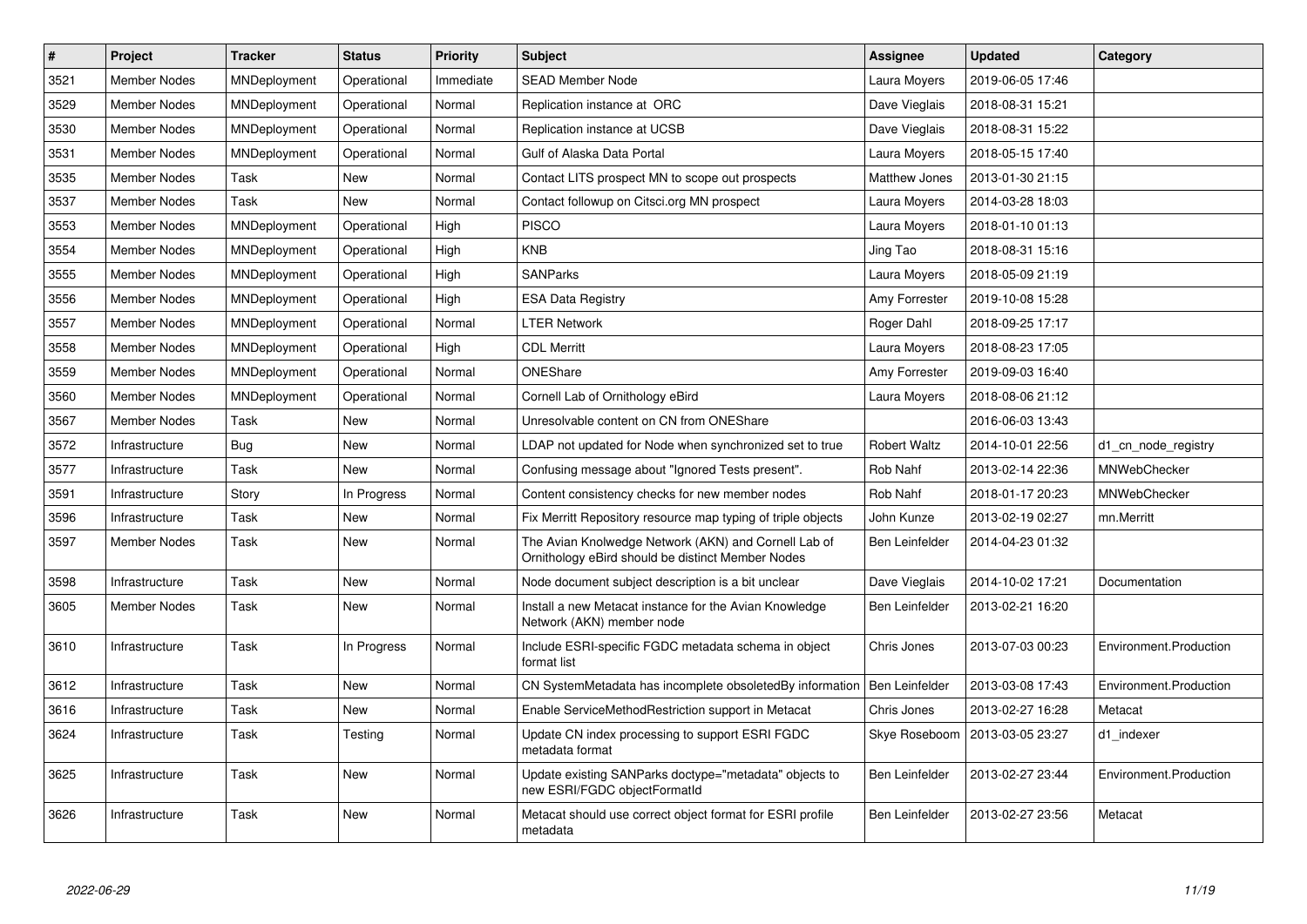| # | Project | Tracker | Status | Priority | Subject | Assignee | Updated | Category |
|---|---|---|---|---|---|---|---|---|
| 3521 | Member Nodes | MNDeployment | Operational | Immediate | SEAD Member Node | Laura Moyers | 2019-06-05 17:46 | |
| 3529 | Member Nodes | MNDeployment | Operational | Normal | Replication instance at ORC | Dave Vieglais | 2018-08-31 15:21 | |
| 3530 | Member Nodes | MNDeployment | Operational | Normal | Replication instance at UCSB | Dave Vieglais | 2018-08-31 15:22 | |
| 3531 | Member Nodes | MNDeployment | Operational | Normal | Gulf of Alaska Data Portal | Laura Moyers | 2018-05-15 17:40 | |
| 3535 | Member Nodes | Task | New | Normal | Contact LITS prospect MN to scope out prospects | Matthew Jones | 2013-01-30 21:15 | |
| 3537 | Member Nodes | Task | New | Normal | Contact followup on Citsci.org MN prospect | Laura Moyers | 2014-03-28 18:03 | |
| 3553 | Member Nodes | MNDeployment | Operational | High | PISCO | Laura Moyers | 2018-01-10 01:13 | |
| 3554 | Member Nodes | MNDeployment | Operational | High | KNB | Jing Tao | 2018-08-31 15:16 | |
| 3555 | Member Nodes | MNDeployment | Operational | High | SANParks | Laura Moyers | 2018-05-09 21:19 | |
| 3556 | Member Nodes | MNDeployment | Operational | High | ESA Data Registry | Amy Forrester | 2019-10-08 15:28 | |
| 3557 | Member Nodes | MNDeployment | Operational | Normal | LTER Network | Roger Dahl | 2018-09-25 17:17 | |
| 3558 | Member Nodes | MNDeployment | Operational | High | CDL Merritt | Laura Moyers | 2018-08-23 17:05 | |
| 3559 | Member Nodes | MNDeployment | Operational | Normal | ONEShare | Amy Forrester | 2019-09-03 16:40 | |
| 3560 | Member Nodes | MNDeployment | Operational | Normal | Cornell Lab of Ornithology eBird | Laura Moyers | 2018-08-06 21:12 | |
| 3567 | Member Nodes | Task | New | Normal | Unresolvable content on CN from ONEShare | | 2016-06-03 13:43 | |
| 3572 | Infrastructure | Bug | New | Normal | LDAP not updated for Node when synchronized set to true | Robert Waltz | 2014-10-01 22:56 | d1_cn_node_registry |
| 3577 | Infrastructure | Task | New | Normal | Confusing message about "Ignored Tests present". | Rob Nahf | 2013-02-14 22:36 | MNWebChecker |
| 3591 | Infrastructure | Story | In Progress | Normal | Content consistency checks for new member nodes | Rob Nahf | 2018-01-17 20:23 | MNWebChecker |
| 3596 | Infrastructure | Task | New | Normal | Fix Merritt Repository resource map typing of triple objects | John Kunze | 2013-02-19 02:27 | mn.Merritt |
| 3597 | Member Nodes | Task | New | Normal | The Avian Knolwedge Network (AKN) and Cornell Lab of Ornithology eBird should be distinct Member Nodes | Ben Leinfelder | 2014-04-23 01:32 | |
| 3598 | Infrastructure | Task | New | Normal | Node document subject description is a bit unclear | Dave Vieglais | 2014-10-02 17:21 | Documentation |
| 3605 | Member Nodes | Task | New | Normal | Install a new Metacat instance for the Avian Knowledge Network (AKN) member node | Ben Leinfelder | 2013-02-21 16:20 | |
| 3610 | Infrastructure | Task | In Progress | Normal | Include ESRI-specific FGDC metadata schema in object format list | Chris Jones | 2013-07-03 00:23 | Environment.Production |
| 3612 | Infrastructure | Task | New | Normal | CN SystemMetadata has incomplete obsoletedBy information | Ben Leinfelder | 2013-03-08 17:43 | Environment.Production |
| 3616 | Infrastructure | Task | New | Normal | Enable ServiceMethodRestriction support in Metacat | Chris Jones | 2013-02-27 16:28 | Metacat |
| 3624 | Infrastructure | Task | Testing | Normal | Update CN index processing to support ESRI FGDC metadata format | Skye Roseboom | 2013-03-05 23:27 | d1_indexer |
| 3625 | Infrastructure | Task | New | Normal | Update existing SANParks doctype="metadata" objects to new ESRI/FGDC objectFormatId | Ben Leinfelder | 2013-02-27 23:44 | Environment.Production |
| 3626 | Infrastructure | Task | New | Normal | Metacat should use correct object format for ESRI profile metadata | Ben Leinfelder | 2013-02-27 23:56 | Metacat |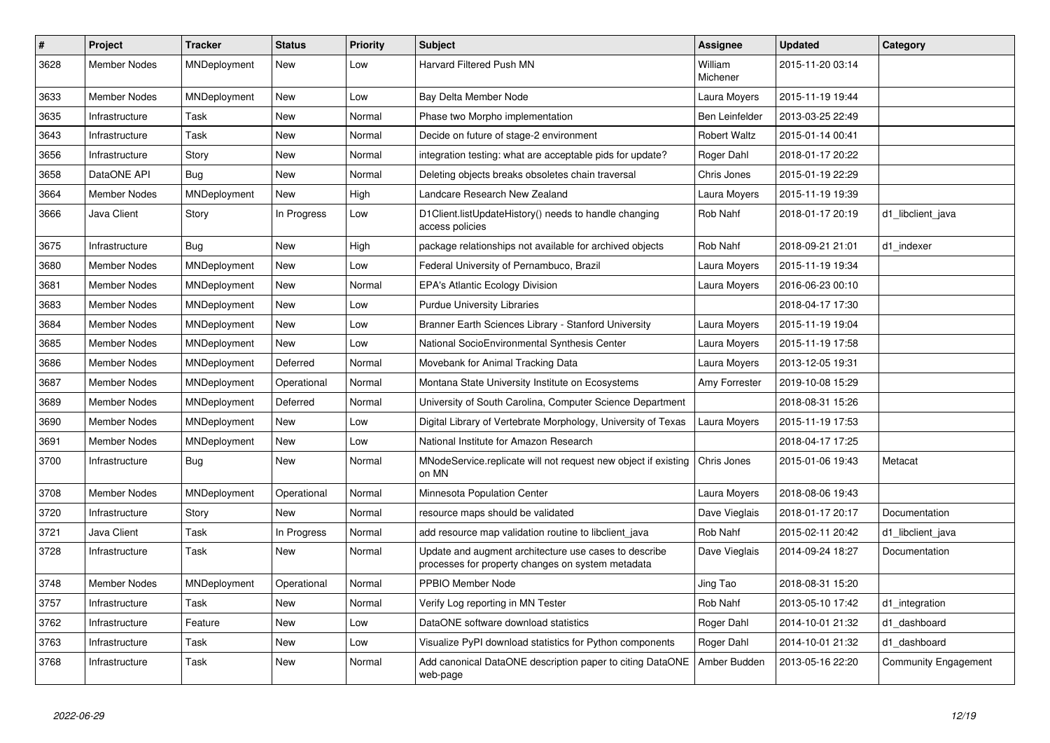| # | Project | Tracker | Status | Priority | Subject | Assignee | Updated | Category |
|---|---|---|---|---|---|---|---|---|
| 3628 | Member Nodes | MNDeployment | New | Low | Harvard Filtered Push MN | William Michener | 2015-11-20 03:14 | |
| 3633 | Member Nodes | MNDeployment | New | Low | Bay Delta Member Node | Laura Moyers | 2015-11-19 19:44 | |
| 3635 | Infrastructure | Task | New | Normal | Phase two Morpho implementation | Ben Leinfelder | 2013-03-25 22:49 | |
| 3643 | Infrastructure | Task | New | Normal | Decide on future of stage-2 environment | Robert Waltz | 2015-01-14 00:41 | |
| 3656 | Infrastructure | Story | New | Normal | integration testing: what are acceptable pids for update? | Roger Dahl | 2018-01-17 20:22 | |
| 3658 | DataONE API | Bug | New | Normal | Deleting objects breaks obsoletes chain traversal | Chris Jones | 2015-01-19 22:29 | |
| 3664 | Member Nodes | MNDeployment | New | High | Landcare Research New Zealand | Laura Moyers | 2015-11-19 19:39 | |
| 3666 | Java Client | Story | In Progress | Low | D1Client.listUpdateHistory() needs to handle changing access policies | Rob Nahf | 2018-01-17 20:19 | d1_libclient_java |
| 3675 | Infrastructure | Bug | New | High | package relationships not available for archived objects | Rob Nahf | 2018-09-21 21:01 | d1_indexer |
| 3680 | Member Nodes | MNDeployment | New | Low | Federal University of Pernambuco, Brazil | Laura Moyers | 2015-11-19 19:34 | |
| 3681 | Member Nodes | MNDeployment | New | Normal | EPA's Atlantic Ecology Division | Laura Moyers | 2016-06-23 00:10 | |
| 3683 | Member Nodes | MNDeployment | New | Low | Purdue University Libraries | | 2018-04-17 17:30 | |
| 3684 | Member Nodes | MNDeployment | New | Low | Branner Earth Sciences Library - Stanford University | Laura Moyers | 2015-11-19 19:04 | |
| 3685 | Member Nodes | MNDeployment | New | Low | National SocioEnvironmental Synthesis Center | Laura Moyers | 2015-11-19 17:58 | |
| 3686 | Member Nodes | MNDeployment | Deferred | Normal | Movebank for Animal Tracking Data | Laura Moyers | 2013-12-05 19:31 | |
| 3687 | Member Nodes | MNDeployment | Operational | Normal | Montana State University Institute on Ecosystems | Amy Forrester | 2019-10-08 15:29 | |
| 3689 | Member Nodes | MNDeployment | Deferred | Normal | University of South Carolina, Computer Science Department | | 2018-08-31 15:26 | |
| 3690 | Member Nodes | MNDeployment | New | Low | Digital Library of Vertebrate Morphology, University of Texas | Laura Moyers | 2015-11-19 17:53 | |
| 3691 | Member Nodes | MNDeployment | New | Low | National Institute for Amazon Research | | 2018-04-17 17:25 | |
| 3700 | Infrastructure | Bug | New | Normal | MNodeService.replicate will not request new object if existing on MN | Chris Jones | 2015-01-06 19:43 | Metacat |
| 3708 | Member Nodes | MNDeployment | Operational | Normal | Minnesota Population Center | Laura Moyers | 2018-08-06 19:43 | |
| 3720 | Infrastructure | Story | New | Normal | resource maps should be validated | Dave Vieglais | 2018-01-17 20:17 | Documentation |
| 3721 | Java Client | Task | In Progress | Normal | add resource map validation routine to libclient_java | Rob Nahf | 2015-02-11 20:42 | d1_libclient_java |
| 3728 | Infrastructure | Task | New | Normal | Update and augment architecture use cases to describe processes for property changes on system metadata | Dave Vieglais | 2014-09-24 18:27 | Documentation |
| 3748 | Member Nodes | MNDeployment | Operational | Normal | PPBIO Member Node | Jing Tao | 2018-08-31 15:20 | |
| 3757 | Infrastructure | Task | New | Normal | Verify Log reporting in MN Tester | Rob Nahf | 2013-05-10 17:42 | d1_integration |
| 3762 | Infrastructure | Feature | New | Low | DataONE software download statistics | Roger Dahl | 2014-10-01 21:32 | d1_dashboard |
| 3763 | Infrastructure | Task | New | Low | Visualize PyPI download statistics for Python components | Roger Dahl | 2014-10-01 21:32 | d1_dashboard |
| 3768 | Infrastructure | Task | New | Normal | Add canonical DataONE description paper to citing DataONE web-page | Amber Budden | 2013-05-16 22:20 | Community Engagement |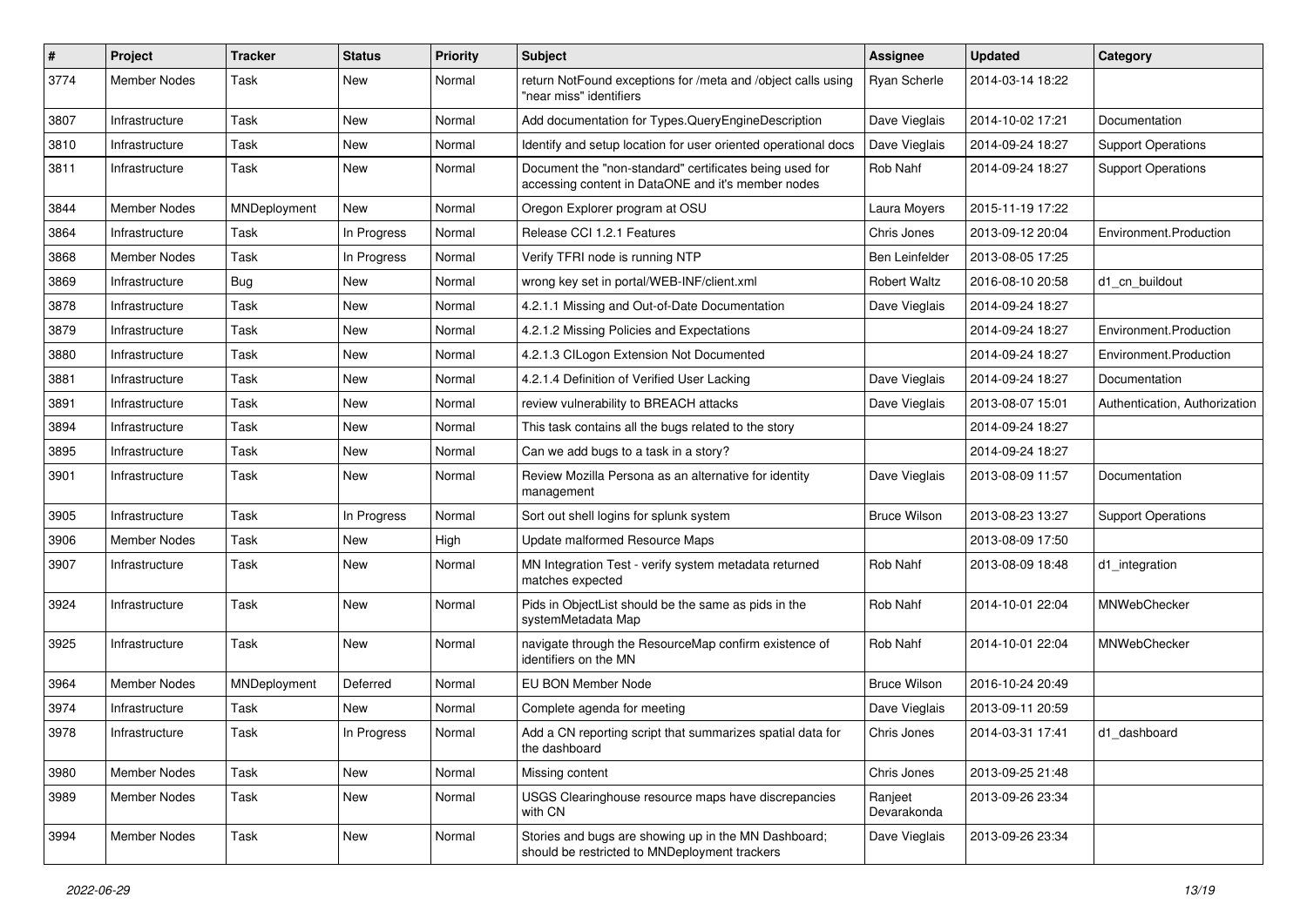| # | Project | Tracker | Status | Priority | Subject | Assignee | Updated | Category |
|---|---|---|---|---|---|---|---|---|
| 3774 | Member Nodes | Task | New | Normal | return NotFound exceptions for /meta and /object calls using "near miss" identifiers | Ryan Scherle | 2014-03-14 18:22 | |
| 3807 | Infrastructure | Task | New | Normal | Add documentation for Types.QueryEngineDescription | Dave Vieglais | 2014-10-02 17:21 | Documentation |
| 3810 | Infrastructure | Task | New | Normal | Identify and setup location for user oriented operational docs | Dave Vieglais | 2014-09-24 18:27 | Support Operations |
| 3811 | Infrastructure | Task | New | Normal | Document the "non-standard" certificates being used for accessing content in DataONE and it's member nodes | Rob Nahf | 2014-09-24 18:27 | Support Operations |
| 3844 | Member Nodes | MNDeployment | New | Normal | Oregon Explorer program at OSU | Laura Moyers | 2015-11-19 17:22 | |
| 3864 | Infrastructure | Task | In Progress | Normal | Release CCI 1.2.1 Features | Chris Jones | 2013-09-12 20:04 | Environment.Production |
| 3868 | Member Nodes | Task | In Progress | Normal | Verify TFRI node is running NTP | Ben Leinfelder | 2013-08-05 17:25 | |
| 3869 | Infrastructure | Bug | New | Normal | wrong key set in portal/WEB-INF/client.xml | Robert Waltz | 2016-08-10 20:58 | d1_cn_buildout |
| 3878 | Infrastructure | Task | New | Normal | 4.2.1.1 Missing and Out-of-Date Documentation | Dave Vieglais | 2014-09-24 18:27 | |
| 3879 | Infrastructure | Task | New | Normal | 4.2.1.2 Missing Policies and Expectations | | 2014-09-24 18:27 | Environment.Production |
| 3880 | Infrastructure | Task | New | Normal | 4.2.1.3 CILogon Extension Not Documented | | 2014-09-24 18:27 | Environment.Production |
| 3881 | Infrastructure | Task | New | Normal | 4.2.1.4 Definition of Verified User Lacking | Dave Vieglais | 2014-09-24 18:27 | Documentation |
| 3891 | Infrastructure | Task | New | Normal | review vulnerability to BREACH attacks | Dave Vieglais | 2013-08-07 15:01 | Authentication, Authorization |
| 3894 | Infrastructure | Task | New | Normal | This task contains all the bugs related to the story | | 2014-09-24 18:27 | |
| 3895 | Infrastructure | Task | New | Normal | Can we add bugs to a task in a story? | | 2014-09-24 18:27 | |
| 3901 | Infrastructure | Task | New | Normal | Review Mozilla Persona as an alternative for identity management | Dave Vieglais | 2013-08-09 11:57 | Documentation |
| 3905 | Infrastructure | Task | In Progress | Normal | Sort out shell logins for splunk system | Bruce Wilson | 2013-08-23 13:27 | Support Operations |
| 3906 | Member Nodes | Task | New | High | Update malformed Resource Maps | | 2013-08-09 17:50 | |
| 3907 | Infrastructure | Task | New | Normal | MN Integration Test - verify system metadata returned matches expected | Rob Nahf | 2013-08-09 18:48 | d1_integration |
| 3924 | Infrastructure | Task | New | Normal | Pids in ObjectList should be the same as pids in the systemMetadata Map | Rob Nahf | 2014-10-01 22:04 | MNWebChecker |
| 3925 | Infrastructure | Task | New | Normal | navigate through the ResourceMap confirm existence of identifiers on the MN | Rob Nahf | 2014-10-01 22:04 | MNWebChecker |
| 3964 | Member Nodes | MNDeployment | Deferred | Normal | EU BON Member Node | Bruce Wilson | 2016-10-24 20:49 | |
| 3974 | Infrastructure | Task | New | Normal | Complete agenda for meeting | Dave Vieglais | 2013-09-11 20:59 | |
| 3978 | Infrastructure | Task | In Progress | Normal | Add a CN reporting script that summarizes spatial data for the dashboard | Chris Jones | 2014-03-31 17:41 | d1_dashboard |
| 3980 | Member Nodes | Task | New | Normal | Missing content | Chris Jones | 2013-09-25 21:48 | |
| 3989 | Member Nodes | Task | New | Normal | USGS Clearinghouse resource maps have discrepancies with CN | Ranjeet Devarakonda | 2013-09-26 23:34 | |
| 3994 | Member Nodes | Task | New | Normal | Stories and bugs are showing up in the MN Dashboard; should be restricted to MNDeployment trackers | Dave Vieglais | 2013-09-26 23:34 | |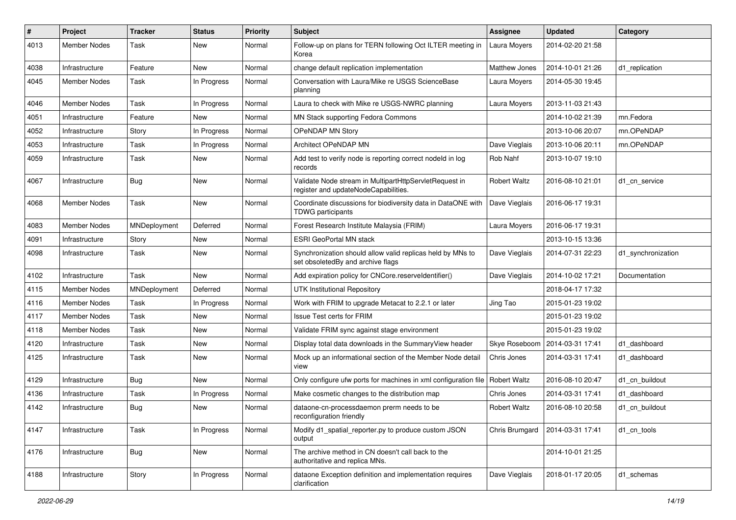| # | Project | Tracker | Status | Priority | Subject | Assignee | Updated | Category |
| --- | --- | --- | --- | --- | --- | --- | --- | --- |
| 4013 | Member Nodes | Task | New | Normal | Follow-up on plans for TERN following Oct ILTER meeting in Korea | Laura Moyers | 2014-02-20 21:58 | |
| 4038 | Infrastructure | Feature | New | Normal | change default replication implementation | Matthew Jones | 2014-10-01 21:26 | d1_replication |
| 4045 | Member Nodes | Task | In Progress | Normal | Conversation with Laura/Mike re USGS ScienceBase planning | Laura Moyers | 2014-05-30 19:45 | |
| 4046 | Member Nodes | Task | In Progress | Normal | Laura to check with Mike re USGS-NWRC planning | Laura Moyers | 2013-11-03 21:43 | |
| 4051 | Infrastructure | Feature | New | Normal | MN Stack supporting Fedora Commons | | 2014-10-02 21:39 | mn.Fedora |
| 4052 | Infrastructure | Story | In Progress | Normal | OPeNDAP MN Story | | 2013-10-06 20:07 | mn.OPeNDAP |
| 4053 | Infrastructure | Task | In Progress | Normal | Architect OPeNDAP MN | Dave Vieglais | 2013-10-06 20:11 | mn.OPeNDAP |
| 4059 | Infrastructure | Task | New | Normal | Add test to verify node is reporting correct nodeId in log records | Rob Nahf | 2013-10-07 19:10 | |
| 4067 | Infrastructure | Bug | New | Normal | Validate Node stream in MultipartHttpServletRequest in register and updateNodeCapabilities. | Robert Waltz | 2016-08-10 21:01 | d1_cn_service |
| 4068 | Member Nodes | Task | New | Normal | Coordinate discussions for biodiversity data in DataONE with TDWG participants | Dave Vieglais | 2016-06-17 19:31 | |
| 4083 | Member Nodes | MNDeployment | Deferred | Normal | Forest Research Institute Malaysia (FRIM) | Laura Moyers | 2016-06-17 19:31 | |
| 4091 | Infrastructure | Story | New | Normal | ESRI GeoPortal MN stack | | 2013-10-15 13:36 | |
| 4098 | Infrastructure | Task | New | Normal | Synchronization should allow valid replicas held by MNs to set obsoletedBy and archive flags | Dave Vieglais | 2014-07-31 22:23 | d1_synchronization |
| 4102 | Infrastructure | Task | New | Normal | Add expiration policy for CNCore.reserveIdentifier() | Dave Vieglais | 2014-10-02 17:21 | Documentation |
| 4115 | Member Nodes | MNDeployment | Deferred | Normal | UTK Institutional Repository | | 2018-04-17 17:32 | |
| 4116 | Member Nodes | Task | In Progress | Normal | Work with FRIM to upgrade Metacat to 2.2.1 or later | Jing Tao | 2015-01-23 19:02 | |
| 4117 | Member Nodes | Task | New | Normal | Issue Test certs for FRIM | | 2015-01-23 19:02 | |
| 4118 | Member Nodes | Task | New | Normal | Validate FRIM sync against stage environment | | 2015-01-23 19:02 | |
| 4120 | Infrastructure | Task | New | Normal | Display total data downloads in the SummaryView header | Skye Roseboom | 2014-03-31 17:41 | d1_dashboard |
| 4125 | Infrastructure | Task | New | Normal | Mock up an informational section of the Member Node detail view | Chris Jones | 2014-03-31 17:41 | d1_dashboard |
| 4129 | Infrastructure | Bug | New | Normal | Only configure ufw ports for machines in xml configuration file | Robert Waltz | 2016-08-10 20:47 | d1_cn_buildout |
| 4136 | Infrastructure | Task | In Progress | Normal | Make cosmetic changes to the distribution map | Chris Jones | 2014-03-31 17:41 | d1_dashboard |
| 4142 | Infrastructure | Bug | New | Normal | dataone-cn-processdaemon prerm needs to be reconfiguration friendly | Robert Waltz | 2016-08-10 20:58 | d1_cn_buildout |
| 4147 | Infrastructure | Task | In Progress | Normal | Modify d1_spatial_reporter.py to produce custom JSON output | Chris Brumgard | 2014-03-31 17:41 | d1_cn_tools |
| 4176 | Infrastructure | Bug | New | Normal | The archive method in CN doesn't call back to the authoritative and replica MNs. | | 2014-10-01 21:25 | |
| 4188 | Infrastructure | Story | In Progress | Normal | dataone Exception definition and implementation requires clarification | Dave Vieglais | 2018-01-17 20:05 | d1_schemas |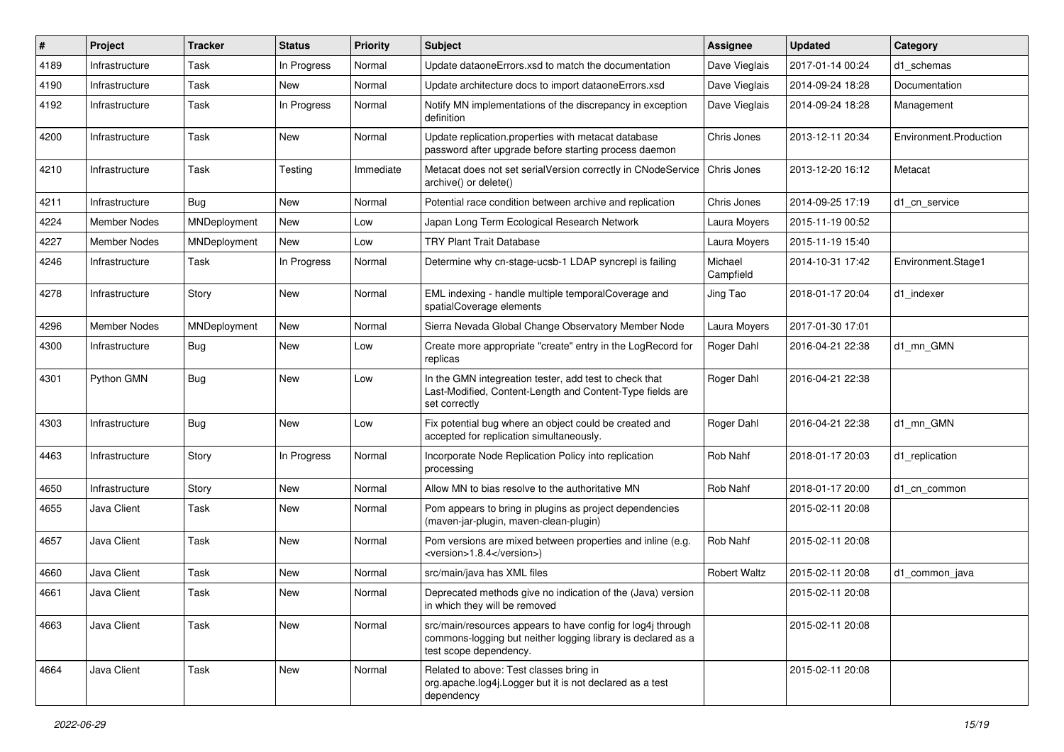| # | Project | Tracker | Status | Priority | Subject | Assignee | Updated | Category |
|---|---|---|---|---|---|---|---|---|
| 4189 | Infrastructure | Task | In Progress | Normal | Update dataoneErrors.xsd to match the documentation | Dave Vieglais | 2017-01-14 00:24 | d1_schemas |
| 4190 | Infrastructure | Task | New | Normal | Update architecture docs to import dataoneErrors.xsd | Dave Vieglais | 2014-09-24 18:28 | Documentation |
| 4192 | Infrastructure | Task | In Progress | Normal | Notify MN implementations of the discrepancy in exception definition | Dave Vieglais | 2014-09-24 18:28 | Management |
| 4200 | Infrastructure | Task | New | Normal | Update replication.properties with metacat database password after upgrade before starting process daemon | Chris Jones | 2013-12-11 20:34 | Environment.Production |
| 4210 | Infrastructure | Task | Testing | Immediate | Metacat does not set serialVersion correctly in CNodeService archive() or delete() | Chris Jones | 2013-12-20 16:12 | Metacat |
| 4211 | Infrastructure | Bug | New | Normal | Potential race condition between archive and replication | Chris Jones | 2014-09-25 17:19 | d1_cn_service |
| 4224 | Member Nodes | MNDeployment | New | Low | Japan Long Term Ecological Research Network | Laura Moyers | 2015-11-19 00:52 | |
| 4227 | Member Nodes | MNDeployment | New | Low | TRY Plant Trait Database | Laura Moyers | 2015-11-19 15:40 | |
| 4246 | Infrastructure | Task | In Progress | Normal | Determine why cn-stage-ucsb-1 LDAP syncrepl is failing | Michael Campfield | 2014-10-31 17:42 | Environment.Stage1 |
| 4278 | Infrastructure | Story | New | Normal | EML indexing - handle multiple temporalCoverage and spatialCoverage elements | Jing Tao | 2018-01-17 20:04 | d1_indexer |
| 4296 | Member Nodes | MNDeployment | New | Normal | Sierra Nevada Global Change Observatory Member Node | Laura Moyers | 2017-01-30 17:01 | |
| 4300 | Infrastructure | Bug | New | Low | Create more appropriate "create" entry in the LogRecord for replicas | Roger Dahl | 2016-04-21 22:38 | d1_mn_GMN |
| 4301 | Python GMN | Bug | New | Low | In the GMN integreation tester, add test to check that Last-Modified, Content-Length and Content-Type fields are set correctly | Roger Dahl | 2016-04-21 22:38 | |
| 4303 | Infrastructure | Bug | New | Low | Fix potential bug where an object could be created and accepted for replication simultaneously. | Roger Dahl | 2016-04-21 22:38 | d1_mn_GMN |
| 4463 | Infrastructure | Story | In Progress | Normal | Incorporate Node Replication Policy into replication processing | Rob Nahf | 2018-01-17 20:03 | d1_replication |
| 4650 | Infrastructure | Story | New | Normal | Allow MN to bias resolve to the authoritative MN | Rob Nahf | 2018-01-17 20:00 | d1_cn_common |
| 4655 | Java Client | Task | New | Normal | Pom appears to bring in plugins as project dependencies (maven-jar-plugin, maven-clean-plugin) | | 2015-02-11 20:08 | |
| 4657 | Java Client | Task | New | Normal | Pom versions are mixed between properties and inline (e.g. <version>1.8.4</version>) | Rob Nahf | 2015-02-11 20:08 | |
| 4660 | Java Client | Task | New | Normal | src/main/java has XML files | Robert Waltz | 2015-02-11 20:08 | d1_common_java |
| 4661 | Java Client | Task | New | Normal | Deprecated methods give no indication of the (Java) version in which they will be removed | | 2015-02-11 20:08 | |
| 4663 | Java Client | Task | New | Normal | src/main/resources appears to have config for log4j through commons-logging but neither logging library is declared as a test scope dependency. | | 2015-02-11 20:08 | |
| 4664 | Java Client | Task | New | Normal | Related to above: Test classes bring in org.apache.log4j.Logger but it is not declared as a test dependency | | 2015-02-11 20:08 | |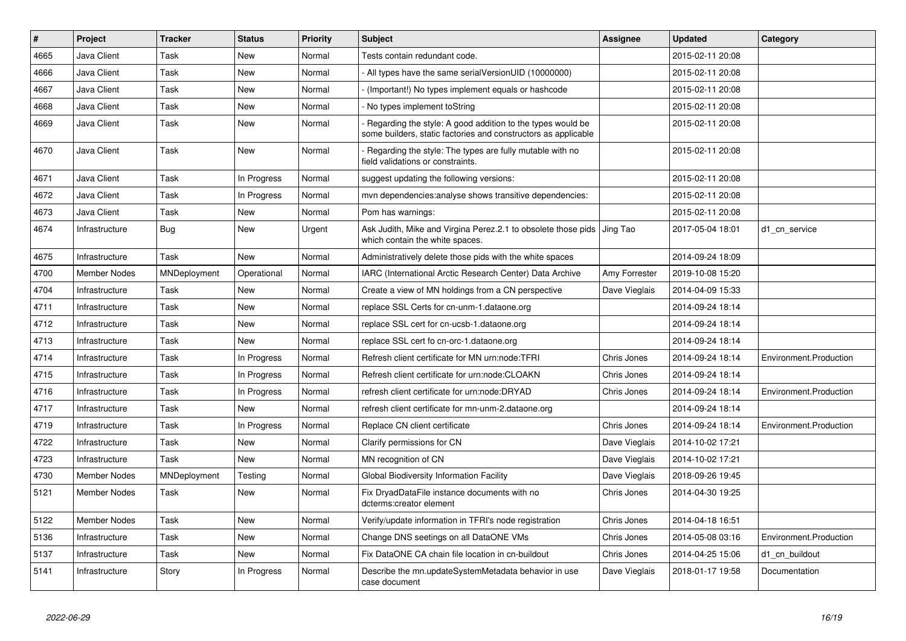| # | Project | Tracker | Status | Priority | Subject | Assignee | Updated | Category |
|---|---|---|---|---|---|---|---|---|
| 4665 | Java Client | Task | New | Normal | Tests contain redundant code. | | 2015-02-11 20:08 | |
| 4666 | Java Client | Task | New | Normal | - All types have the same serialVersionUID (10000000) | | 2015-02-11 20:08 | |
| 4667 | Java Client | Task | New | Normal | - (Important!) No types implement equals or hashcode | | 2015-02-11 20:08 | |
| 4668 | Java Client | Task | New | Normal | - No types implement toString | | 2015-02-11 20:08 | |
| 4669 | Java Client | Task | New | Normal | - Regarding the style: A good addition to the types would be some builders, static factories and constructors as applicable | | 2015-02-11 20:08 | |
| 4670 | Java Client | Task | New | Normal | - Regarding the style: The types are fully mutable with no field validations or constraints. | | 2015-02-11 20:08 | |
| 4671 | Java Client | Task | In Progress | Normal | suggest updating the following versions: | | 2015-02-11 20:08 | |
| 4672 | Java Client | Task | In Progress | Normal | mvn dependencies:analyse shows transitive dependencies: | | 2015-02-11 20:08 | |
| 4673 | Java Client | Task | New | Normal | Pom has warnings: | | 2015-02-11 20:08 | |
| 4674 | Infrastructure | Bug | New | Urgent | Ask Judith, Mike and Virgina Perez.2.1 to obsolete those pids which contain the white spaces. | Jing Tao | 2017-05-04 18:01 | d1_cn_service |
| 4675 | Infrastructure | Task | New | Normal | Administratively delete those pids with the white spaces | | 2014-09-24 18:09 | |
| 4700 | Member Nodes | MNDeployment | Operational | Normal | IARC (International Arctic Research Center) Data Archive | Amy Forrester | 2019-10-08 15:20 | |
| 4704 | Infrastructure | Task | New | Normal | Create a view of MN holdings from a CN perspective | Dave Vieglais | 2014-04-09 15:33 | |
| 4711 | Infrastructure | Task | New | Normal | replace SSL Certs for cn-unm-1.dataone.org | | 2014-09-24 18:14 | |
| 4712 | Infrastructure | Task | New | Normal | replace SSL cert for cn-ucsb-1.dataone.org | | 2014-09-24 18:14 | |
| 4713 | Infrastructure | Task | New | Normal | replace SSL cert fo cn-orc-1.dataone.org | | 2014-09-24 18:14 | |
| 4714 | Infrastructure | Task | In Progress | Normal | Refresh client certificate for MN urn:node:TFRI | Chris Jones | 2014-09-24 18:14 | Environment.Production |
| 4715 | Infrastructure | Task | In Progress | Normal | Refresh client certificate for urn:node:CLOAKN | Chris Jones | 2014-09-24 18:14 | |
| 4716 | Infrastructure | Task | In Progress | Normal | refresh client certificate for urn:node:DRYAD | Chris Jones | 2014-09-24 18:14 | Environment.Production |
| 4717 | Infrastructure | Task | New | Normal | refresh client certificate for mn-unm-2.dataone.org | | 2014-09-24 18:14 | |
| 4719 | Infrastructure | Task | In Progress | Normal | Replace CN client certificate | Chris Jones | 2014-09-24 18:14 | Environment.Production |
| 4722 | Infrastructure | Task | New | Normal | Clarify permissions for CN | Dave Vieglais | 2014-10-02 17:21 | |
| 4723 | Infrastructure | Task | New | Normal | MN recognition of CN | Dave Vieglais | 2014-10-02 17:21 | |
| 4730 | Member Nodes | MNDeployment | Testing | Normal | Global Biodiversity Information Facility | Dave Vieglais | 2018-09-26 19:45 | |
| 5121 | Member Nodes | Task | New | Normal | Fix DryadDataFile instance documents with no dcterms:creator element | Chris Jones | 2014-04-30 19:25 | |
| 5122 | Member Nodes | Task | New | Normal | Verify/update information in TFRI's node registration | Chris Jones | 2014-04-18 16:51 | |
| 5136 | Infrastructure | Task | New | Normal | Change DNS seetings on all DataONE VMs | Chris Jones | 2014-05-08 03:16 | Environment.Production |
| 5137 | Infrastructure | Task | New | Normal | Fix DataONE CA chain file location in cn-buildout | Chris Jones | 2014-04-25 15:06 | d1_cn_buildout |
| 5141 | Infrastructure | Story | In Progress | Normal | Describe the mn.updateSystemMetadata behavior in use case document | Dave Vieglais | 2018-01-17 19:58 | Documentation |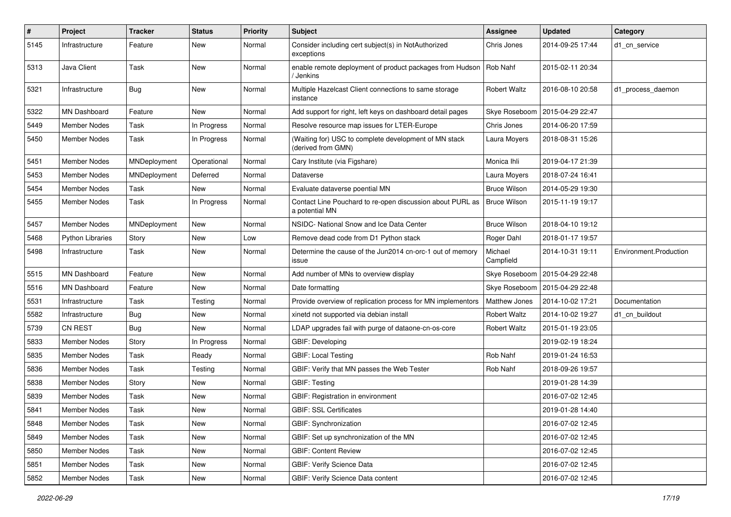| # | Project | Tracker | Status | Priority | Subject | Assignee | Updated | Category |
|---|---|---|---|---|---|---|---|---|
| 5145 | Infrastructure | Feature | New | Normal | Consider including cert subject(s) in NotAuthorized exceptions | Chris Jones | 2014-09-25 17:44 | d1_cn_service |
| 5313 | Java Client | Task | New | Normal | enable remote deployment of product packages from Hudson / Jenkins | Rob Nahf | 2015-02-11 20:34 | |
| 5321 | Infrastructure | Bug | New | Normal | Multiple Hazelcast Client connections to same storage instance | Robert Waltz | 2016-08-10 20:58 | d1_process_daemon |
| 5322 | MN Dashboard | Feature | New | Normal | Add support for right, left keys on dashboard detail pages | Skye Roseboom | 2015-04-29 22:47 | |
| 5449 | Member Nodes | Task | In Progress | Normal | Resolve resource map issues for LTER-Europe | Chris Jones | 2014-06-20 17:59 | |
| 5450 | Member Nodes | Task | In Progress | Normal | (Waiting for) USC to complete development of MN stack (derived from GMN) | Laura Moyers | 2018-08-31 15:26 | |
| 5451 | Member Nodes | MNDeployment | Operational | Normal | Cary Institute (via Figshare) | Monica Ihli | 2019-04-17 21:39 | |
| 5453 | Member Nodes | MNDeployment | Deferred | Normal | Dataverse | Laura Moyers | 2018-07-24 16:41 | |
| 5454 | Member Nodes | Task | New | Normal | Evaluate dataverse poential MN | Bruce Wilson | 2014-05-29 19:30 | |
| 5455 | Member Nodes | Task | In Progress | Normal | Contact Line Pouchard to re-open discussion about PURL as a potential MN | Bruce Wilson | 2015-11-19 19:17 | |
| 5457 | Member Nodes | MNDeployment | New | Normal | NSIDC- National Snow and Ice Data Center | Bruce Wilson | 2018-04-10 19:12 | |
| 5468 | Python Libraries | Story | New | Low | Remove dead code from D1 Python stack | Roger Dahl | 2018-01-17 19:57 | |
| 5498 | Infrastructure | Task | New | Normal | Determine the cause of the Jun2014 cn-orc-1 out of memory issue | Michael Campfield | 2014-10-31 19:11 | Environment.Production |
| 5515 | MN Dashboard | Feature | New | Normal | Add number of MNs to overview display | Skye Roseboom | 2015-04-29 22:48 | |
| 5516 | MN Dashboard | Feature | New | Normal | Date formatting | Skye Roseboom | 2015-04-29 22:48 | |
| 5531 | Infrastructure | Task | Testing | Normal | Provide overview of replication process for MN implementors | Matthew Jones | 2014-10-02 17:21 | Documentation |
| 5582 | Infrastructure | Bug | New | Normal | xinetd not supported via debian install | Robert Waltz | 2014-10-02 19:27 | d1_cn_buildout |
| 5739 | CN REST | Bug | New | Normal | LDAP upgrades fail with purge of dataone-cn-os-core | Robert Waltz | 2015-01-19 23:05 | |
| 5833 | Member Nodes | Story | In Progress | Normal | GBIF: Developing | | 2019-02-19 18:24 | |
| 5835 | Member Nodes | Task | Ready | Normal | GBIF: Local Testing | Rob Nahf | 2019-01-24 16:53 | |
| 5836 | Member Nodes | Task | Testing | Normal | GBIF: Verify that MN passes the Web Tester | Rob Nahf | 2018-09-26 19:57 | |
| 5838 | Member Nodes | Story | New | Normal | GBIF: Testing | | 2019-01-28 14:39 | |
| 5839 | Member Nodes | Task | New | Normal | GBIF: Registration in environment | | 2016-07-02 12:45 | |
| 5841 | Member Nodes | Task | New | Normal | GBIF: SSL Certificates | | 2019-01-28 14:40 | |
| 5848 | Member Nodes | Task | New | Normal | GBIF: Synchronization | | 2016-07-02 12:45 | |
| 5849 | Member Nodes | Task | New | Normal | GBIF: Set up synchronization of the MN | | 2016-07-02 12:45 | |
| 5850 | Member Nodes | Task | New | Normal | GBIF: Content Review | | 2016-07-02 12:45 | |
| 5851 | Member Nodes | Task | New | Normal | GBIF: Verify Science Data | | 2016-07-02 12:45 | |
| 5852 | Member Nodes | Task | New | Normal | GBIF: Verify Science Data content | | 2016-07-02 12:45 | |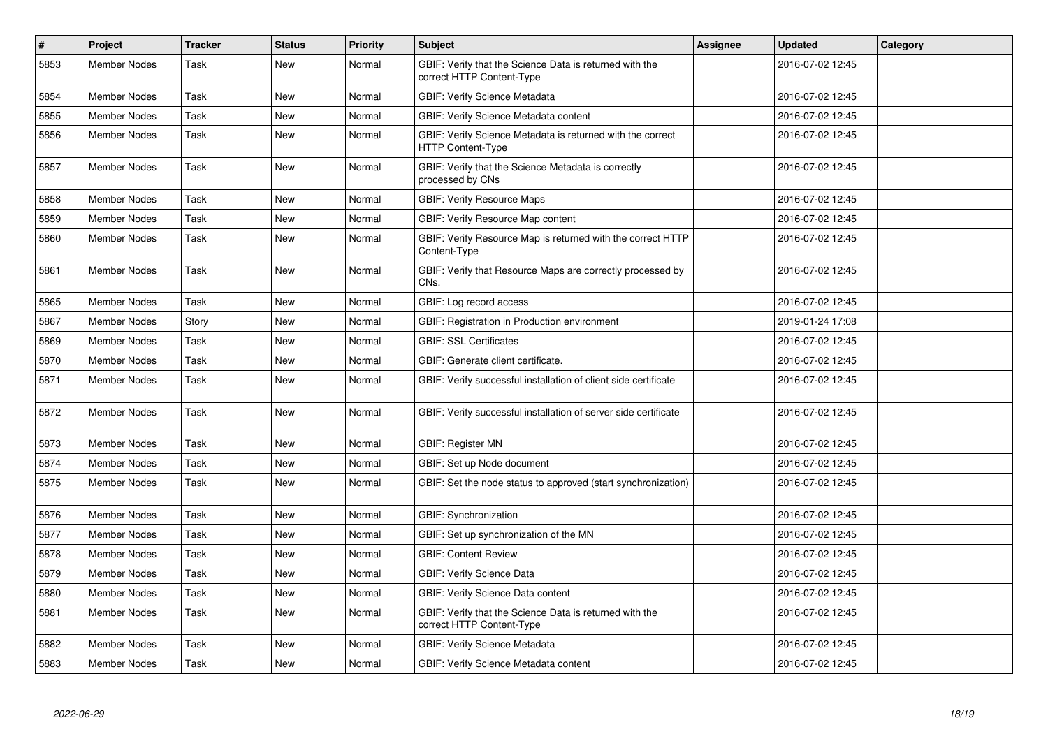| # | Project | Tracker | Status | Priority | Subject | Assignee | Updated | Category |
|---|---|---|---|---|---|---|---|---|
| 5853 | Member Nodes | Task | New | Normal | GBIF: Verify that the Science Data is returned with the correct HTTP Content-Type | | 2016-07-02 12:45 | |
| 5854 | Member Nodes | Task | New | Normal | GBIF: Verify Science Metadata | | 2016-07-02 12:45 | |
| 5855 | Member Nodes | Task | New | Normal | GBIF: Verify Science Metadata content | | 2016-07-02 12:45 | |
| 5856 | Member Nodes | Task | New | Normal | GBIF: Verify Science Metadata is returned with the correct HTTP Content-Type | | 2016-07-02 12:45 | |
| 5857 | Member Nodes | Task | New | Normal | GBIF: Verify that the Science Metadata is correctly processed by CNs | | 2016-07-02 12:45 | |
| 5858 | Member Nodes | Task | New | Normal | GBIF: Verify Resource Maps | | 2016-07-02 12:45 | |
| 5859 | Member Nodes | Task | New | Normal | GBIF: Verify Resource Map content | | 2016-07-02 12:45 | |
| 5860 | Member Nodes | Task | New | Normal | GBIF: Verify Resource Map is returned with the correct HTTP Content-Type | | 2016-07-02 12:45 | |
| 5861 | Member Nodes | Task | New | Normal | GBIF: Verify that Resource Maps are correctly processed by CNs. | | 2016-07-02 12:45 | |
| 5865 | Member Nodes | Task | New | Normal | GBIF: Log record access | | 2016-07-02 12:45 | |
| 5867 | Member Nodes | Story | New | Normal | GBIF: Registration in Production environment | | 2019-01-24 17:08 | |
| 5869 | Member Nodes | Task | New | Normal | GBIF: SSL Certificates | | 2016-07-02 12:45 | |
| 5870 | Member Nodes | Task | New | Normal | GBIF: Generate client certificate. | | 2016-07-02 12:45 | |
| 5871 | Member Nodes | Task | New | Normal | GBIF: Verify successful installation of client side certificate | | 2016-07-02 12:45 | |
| 5872 | Member Nodes | Task | New | Normal | GBIF: Verify successful installation of server side certificate | | 2016-07-02 12:45 | |
| 5873 | Member Nodes | Task | New | Normal | GBIF: Register MN | | 2016-07-02 12:45 | |
| 5874 | Member Nodes | Task | New | Normal | GBIF: Set up Node document | | 2016-07-02 12:45 | |
| 5875 | Member Nodes | Task | New | Normal | GBIF: Set the node status to approved (start synchronization) | | 2016-07-02 12:45 | |
| 5876 | Member Nodes | Task | New | Normal | GBIF: Synchronization | | 2016-07-02 12:45 | |
| 5877 | Member Nodes | Task | New | Normal | GBIF: Set up synchronization of the MN | | 2016-07-02 12:45 | |
| 5878 | Member Nodes | Task | New | Normal | GBIF: Content Review | | 2016-07-02 12:45 | |
| 5879 | Member Nodes | Task | New | Normal | GBIF: Verify Science Data | | 2016-07-02 12:45 | |
| 5880 | Member Nodes | Task | New | Normal | GBIF: Verify Science Data content | | 2016-07-02 12:45 | |
| 5881 | Member Nodes | Task | New | Normal | GBIF: Verify that the Science Data is returned with the correct HTTP Content-Type | | 2016-07-02 12:45 | |
| 5882 | Member Nodes | Task | New | Normal | GBIF: Verify Science Metadata | | 2016-07-02 12:45 | |
| 5883 | Member Nodes | Task | New | Normal | GBIF: Verify Science Metadata content | | 2016-07-02 12:45 | |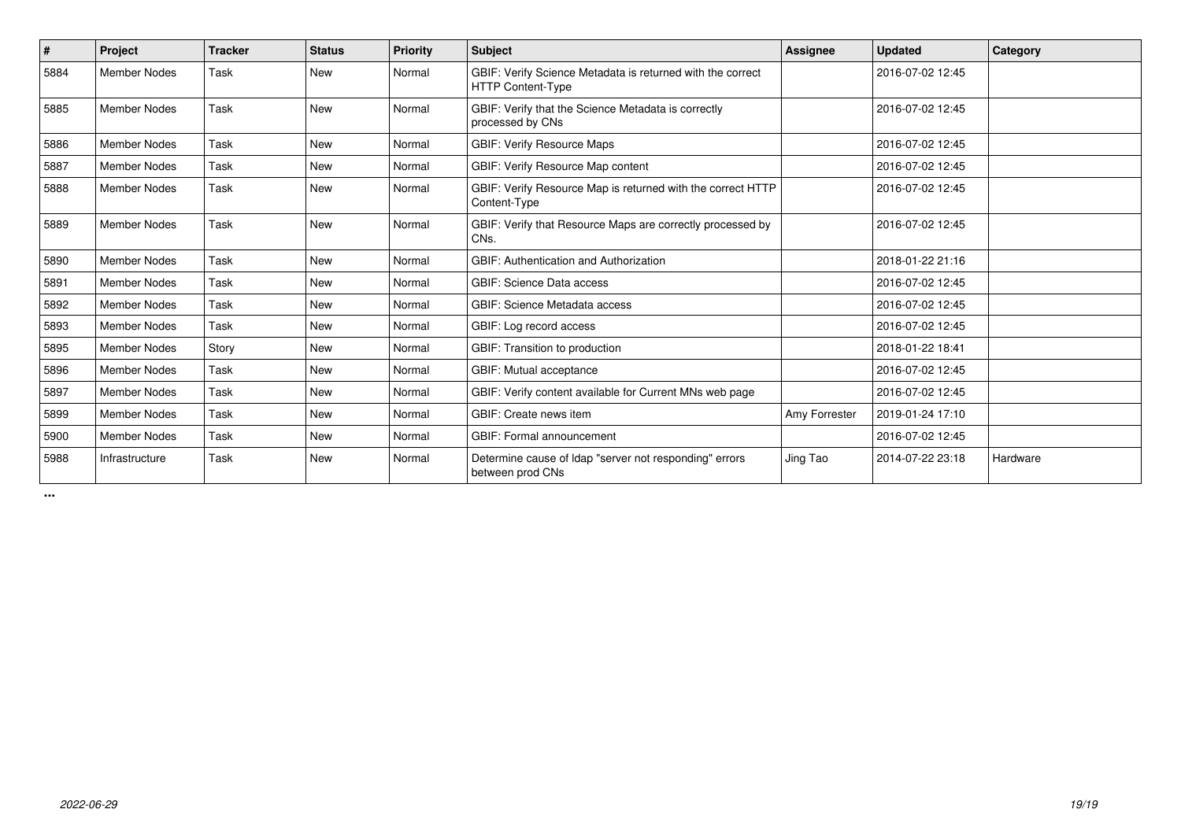| # | Project | Tracker | Status | Priority | Subject | Assignee | Updated | Category |
|---|---|---|---|---|---|---|---|---|
| 5884 | Member Nodes | Task | New | Normal | GBIF: Verify Science Metadata is returned with the correct HTTP Content-Type | | 2016-07-02 12:45 | |
| 5885 | Member Nodes | Task | New | Normal | GBIF: Verify that the Science Metadata is correctly processed by CNs | | 2016-07-02 12:45 | |
| 5886 | Member Nodes | Task | New | Normal | GBIF: Verify Resource Maps | | 2016-07-02 12:45 | |
| 5887 | Member Nodes | Task | New | Normal | GBIF: Verify Resource Map content | | 2016-07-02 12:45 | |
| 5888 | Member Nodes | Task | New | Normal | GBIF: Verify Resource Map is returned with the correct HTTP Content-Type | | 2016-07-02 12:45 | |
| 5889 | Member Nodes | Task | New | Normal | GBIF: Verify that Resource Maps are correctly processed by CNs. | | 2016-07-02 12:45 | |
| 5890 | Member Nodes | Task | New | Normal | GBIF: Authentication and Authorization | | 2018-01-22 21:16 | |
| 5891 | Member Nodes | Task | New | Normal | GBIF: Science Data access | | 2016-07-02 12:45 | |
| 5892 | Member Nodes | Task | New | Normal | GBIF: Science Metadata access | | 2016-07-02 12:45 | |
| 5893 | Member Nodes | Task | New | Normal | GBIF: Log record access | | 2016-07-02 12:45 | |
| 5895 | Member Nodes | Story | New | Normal | GBIF: Transition to production | | 2018-01-22 18:41 | |
| 5896 | Member Nodes | Task | New | Normal | GBIF: Mutual acceptance | | 2016-07-02 12:45 | |
| 5897 | Member Nodes | Task | New | Normal | GBIF: Verify content available for Current MNs web page | | 2016-07-02 12:45 | |
| 5899 | Member Nodes | Task | New | Normal | GBIF: Create news item | Amy Forrester | 2019-01-24 17:10 | |
| 5900 | Member Nodes | Task | New | Normal | GBIF: Formal announcement | | 2016-07-02 12:45 | |
| 5988 | Infrastructure | Task | New | Normal | Determine cause of ldap "server not responding" errors between prod CNs | Jing Tao | 2014-07-22 23:18 | Hardware |

...